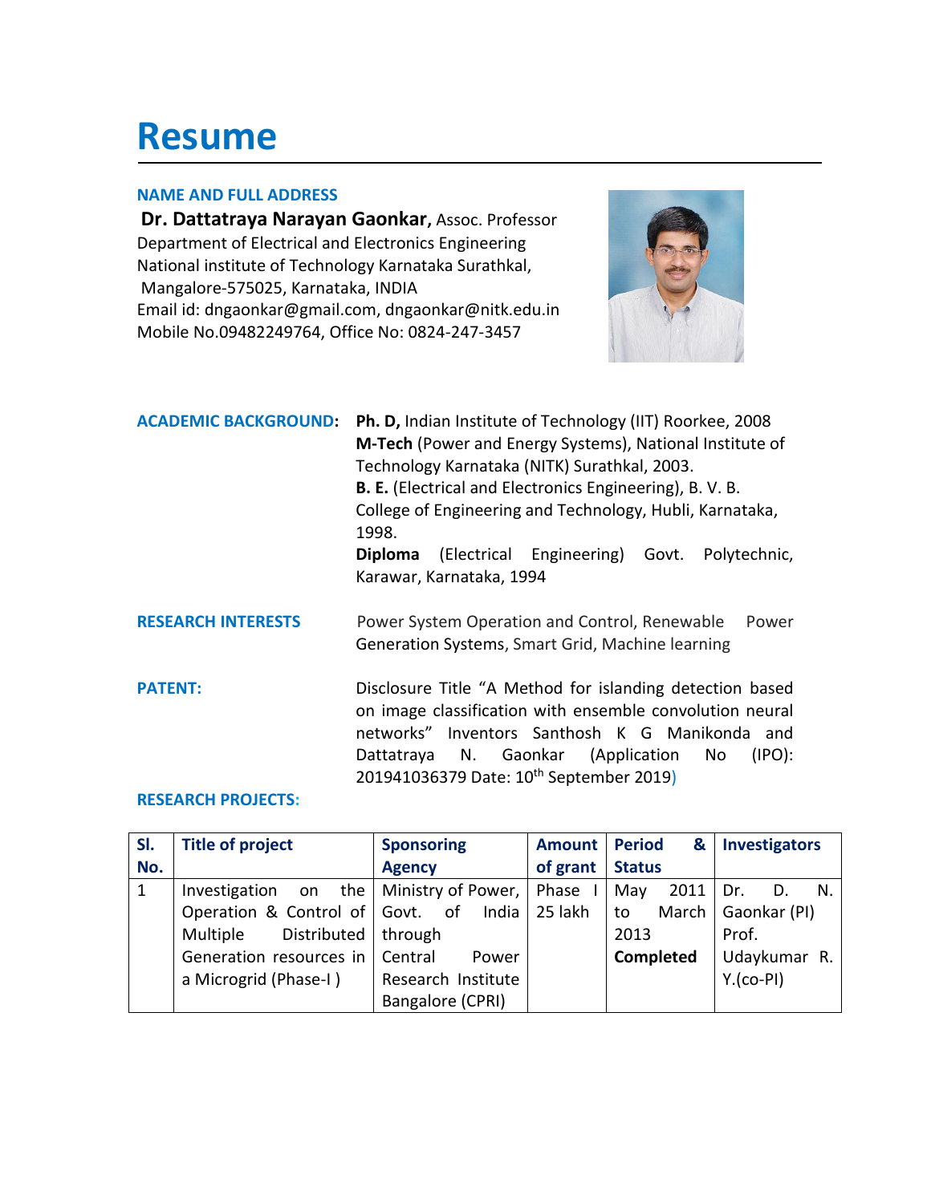# Resume

**NAME AND FULL ADDRESS**

**Dr. Dattatraya Narayan Gaonkar,** Assoc. Professor
Department of Electrical and Electronics Engineering
National institute of Technology Karnataka Surathkal,
Mangalore-575025, Karnataka, INDIA
Email id: dngaonkar@gmail.com, dngaonkar@nitk.edu.in
Mobile No.09482249764, Office No: 0824-247-3457

**ACADEMIC BACKGROUND:**

**Ph. D,** Indian Institute of Technology (IIT) Roorkee, 2008
**M-Tech** (Power and Energy Systems), National Institute of Technology Karnataka (NITK) Surathkal, 2003.
**B. E.** (Electrical and Electronics Engineering), B. V. B. College of Engineering and Technology, Hubli, Karnataka, 1998.
**Diploma** (Electrical Engineering) Govt. Polytechnic, Karawar, Karnataka, 1994

**RESEARCH INTERESTS**

Power System Operation and Control, Renewable Power Generation Systems, Smart Grid, Machine learning

**PATENT:**

Disclosure Title "A Method for islanding detection based on image classification with ensemble convolution neural networks" Inventors Santhosh K G Manikonda and Dattatraya N. Gaonkar (Application No (IPO): 201941036379 Date: 10th September 2019)

**RESEARCH PROJECTS:**

| Sl. No. | Title of project | Sponsoring Agency | Amount of grant | Period & Status | Investigators |
|---|---|---|---|---|---|
| 1 | Investigation on the Operation & Control of Multiple Distributed Generation resources in a Microgrid (Phase-I ) | Ministry of Power, Govt. of India through Central Power Research Institute Bangalore (CPRI) | Phase I 25 lakh | May 2011 to March 2013 **Completed** | Dr. D. N. Gaonkar (PI) Prof. Udaykumar R. Y.(co-PI) |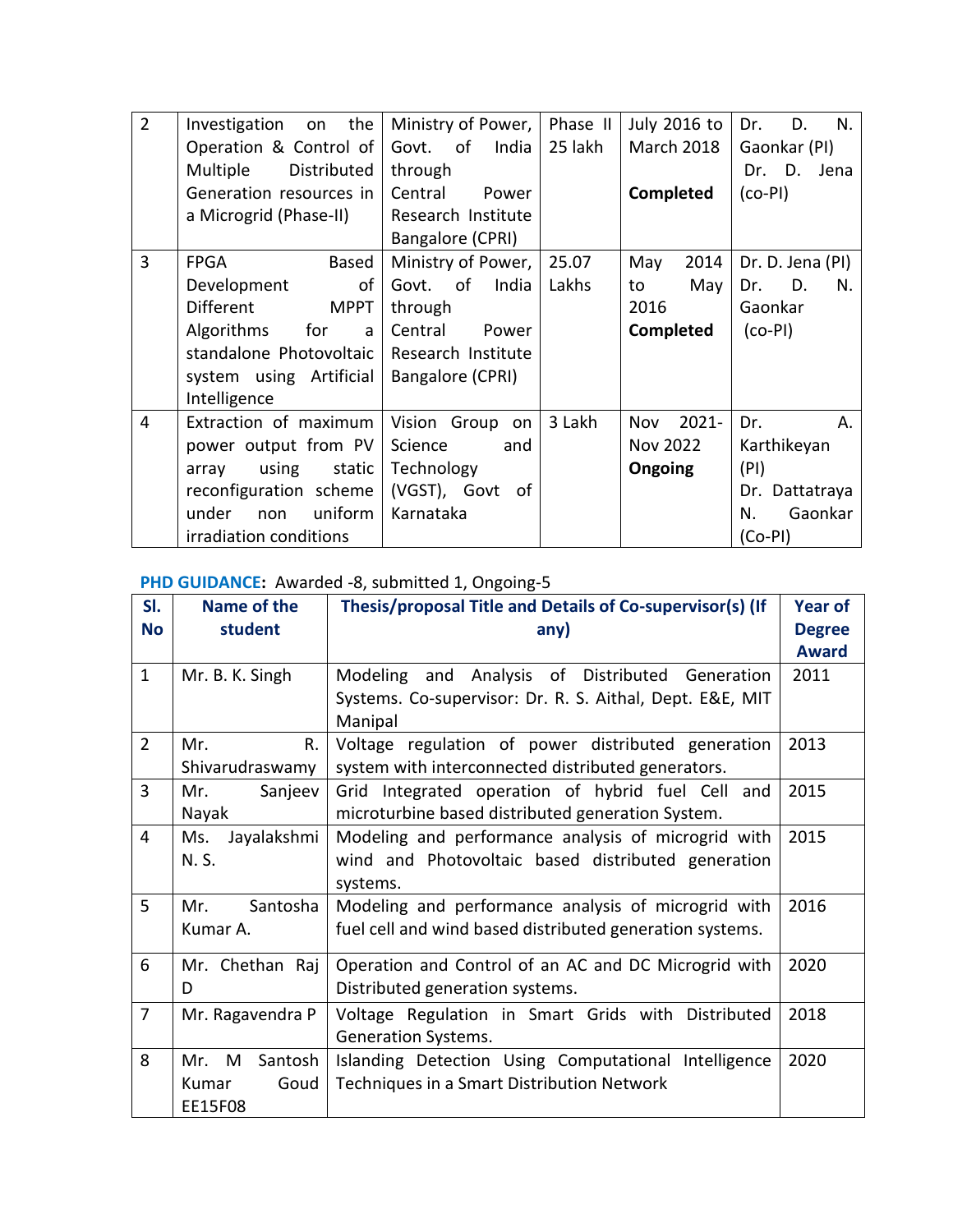| 2 | Investigation on the Operation & Control of Multiple Distributed Generation resources in a Microgrid (Phase-II) | Ministry of Power, Govt. of India through Central Power Research Institute Bangalore (CPRI) | Phase II 25 lakh | July 2016 to March 2018 **Completed** | Dr. D. N. Gaonkar (PI) Dr. D. Jena (co-PI) |
|---|---|---|---|---|---|
| 3 | FPGA Based Development of Different MPPT Algorithms for a standalone Photovoltaic system using Artificial Intelligence | Ministry of Power, Govt. of India through Central Power Research Institute Bangalore (CPRI) | 25.07 Lakhs | May 2014 to May 2016 **Completed** | Dr. D. Jena (PI) Dr. D. N. Gaonkar (co-PI) |
| 4 | Extraction of maximum power output from PV array using static reconfiguration scheme under non uniform irradiation conditions | Vision Group on Science and Technology (VGST), Govt of Karnataka | 3 Lakh | Nov 2021- Nov 2022 **Ongoing** | Dr. A. Karthikeyan (PI) Dr. Dattatraya N. Gaonkar (Co-PI) |

**PHD GUIDANCE:** Awarded -8, submitted 1, Ongoing-5

| Sl. No | Name of the student | Thesis/proposal Title and Details of Co-supervisor(s) (If any) | Year of Degree Award |
|---|---|---|---|
| 1 | Mr. B. K. Singh | Modeling and Analysis of Distributed Generation Systems. Co-supervisor: Dr. R. S. Aithal, Dept. E&E, MIT Manipal | 2011 |
| 2 | Mr. R. Shivarudraswamy | Voltage regulation of power distributed generation system with interconnected distributed generators. | 2013 |
| 3 | Mr. Sanjeev Nayak | Grid Integrated operation of hybrid fuel Cell and microturbine based distributed generation System. | 2015 |
| 4 | Ms. Jayalakshmi N. S. | Modeling and performance analysis of microgrid with wind and Photovoltaic based distributed generation systems. | 2015 |
| 5 | Mr. Santosha Kumar A. | Modeling and performance analysis of microgrid with fuel cell and wind based distributed generation systems. | 2016 |
| 6 | Mr. Chethan Raj D | Operation and Control of an AC and DC Microgrid with Distributed generation systems. | 2020 |
| 7 | Mr. Ragavendra P | Voltage Regulation in Smart Grids with Distributed Generation Systems. | 2018 |
| 8 | Mr. M Santosh Kumar Goud EE15F08 | Islanding Detection Using Computational Intelligence Techniques in a Smart Distribution Network | 2020 |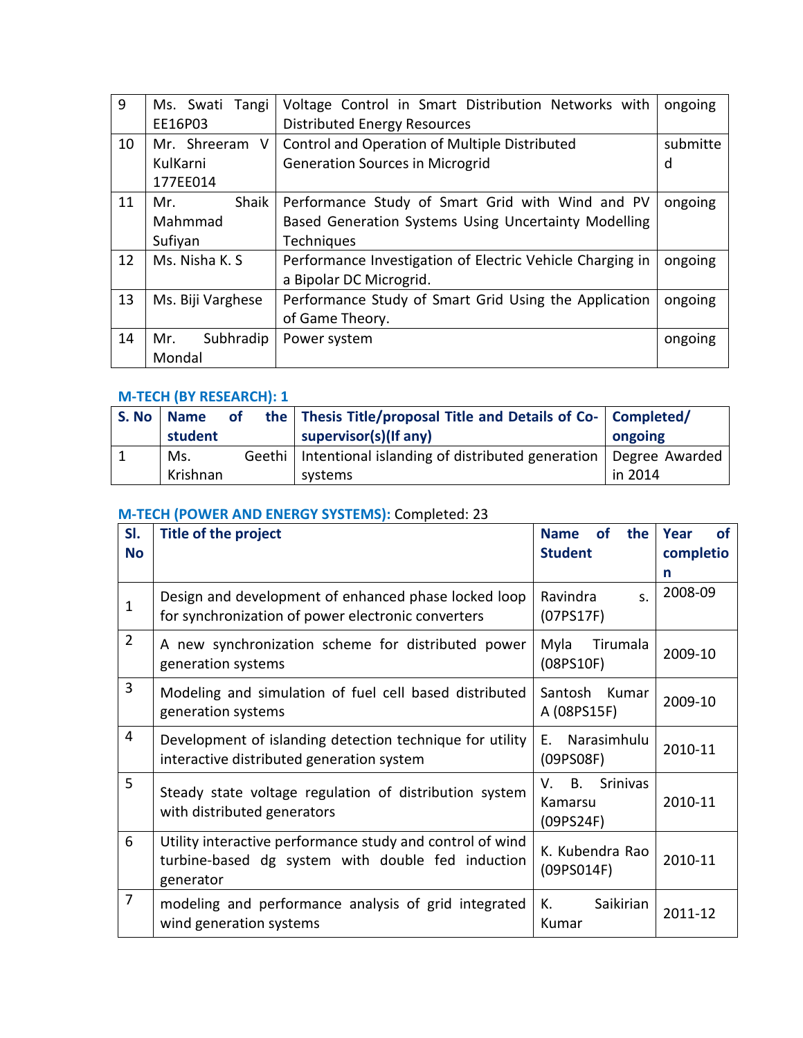| 9 | Ms. Swati Tangi EE16P03 | Voltage Control in Smart Distribution Networks with Distributed Energy Resources | ongoing |
|---|---|---|---|
| 10 | Mr. Shreeram V KulKarni 177EE014 | Control and Operation of Multiple Distributed Generation Sources in Microgrid | submitted |
| 11 | Mr. Shaik Mahmmad Sufiyan | Performance Study of Smart Grid with Wind and PV Based Generation Systems Using Uncertainty Modelling Techniques | ongoing |
| 12 | Ms. Nisha K. S | Performance Investigation of Electric Vehicle Charging in a Bipolar DC Microgrid. | ongoing |
| 13 | Ms. Biji Varghese | Performance Study of Smart Grid Using the Application of Game Theory. | ongoing |
| 14 | Mr. Subhradip Mondal | Power system | ongoing |

### M-TECH (BY RESEARCH): 1

| S. No | Name of the student | Thesis Title/proposal Title and Details of Co-supervisor(s)(If any) | Completed/ ongoing |
|---|---|---|---|
| 1 | Ms. Geethi Krishnan | Intentional islanding of distributed generation systems | Degree Awarded in 2014 |

### M-TECH (POWER AND ENERGY SYSTEMS): Completed: 23

| Sl. No | Title of the project | Name of the Student | Year of completion |
|---|---|---|---|
| 1 | Design and development of enhanced phase locked loop for synchronization of power electronic converters | Ravindra s. (07PS17F) | 2008-09 |
| 2 | A new synchronization scheme for distributed power generation systems | Myla Tirumala (08PS10F) | 2009-10 |
| 3 | Modeling and simulation of fuel cell based distributed generation systems | Santosh Kumar A (08PS15F) | 2009-10 |
| 4 | Development of islanding detection technique for utility interactive distributed generation system | E. Narasimhulu (09PS08F) | 2010-11 |
| 5 | Steady state voltage regulation of distribution system with distributed generators | V. B. Srinivas Kamarsu (09PS24F) | 2010-11 |
| 6 | Utility interactive performance study and control of wind turbine-based dg system with double fed induction generator | K. Kubendra Rao (09PS014F) | 2010-11 |
| 7 | modeling and performance analysis of grid integrated wind generation systems | K. Saikirian Kumar | 2011-12 |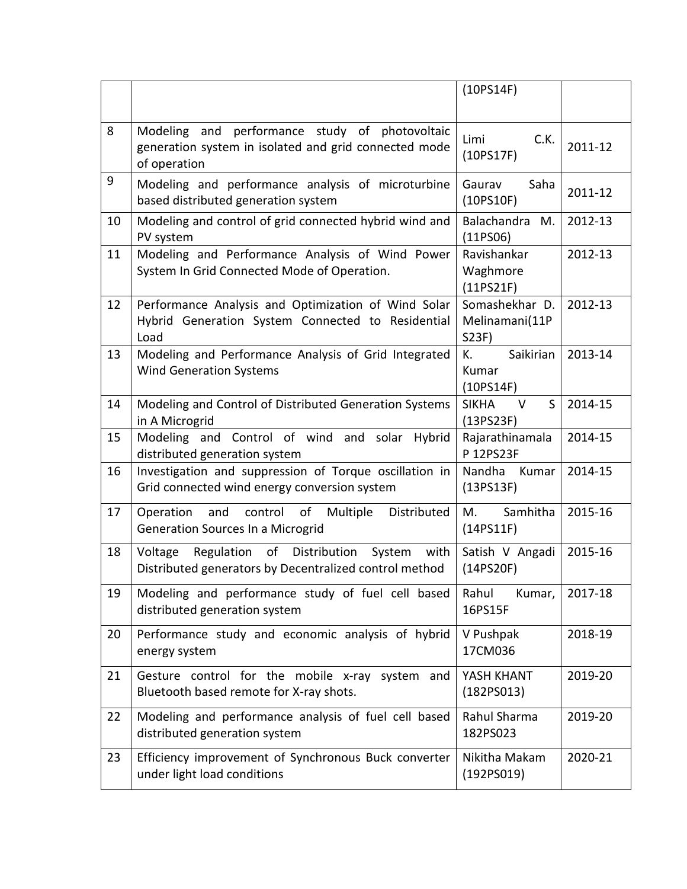| | | | |
|---|---|---|---|
| | | (10PS14F) | |
| 8 | Modeling and performance study of photovoltaic generation system in isolated and grid connected mode of operation | Limi C.K. (10PS17F) | 2011-12 |
| 9 | Modeling and performance analysis of microturbine based distributed generation system | Gaurav Saha (10PS10F) | 2011-12 |
| 10 | Modeling and control of grid connected hybrid wind and PV system | Balachandra M. (11PS06) | 2012-13 |
| 11 | Modeling and Performance Analysis of Wind Power System In Grid Connected Mode of Operation. | Ravishankar Waghmore (11PS21F) | 2012-13 |
| 12 | Performance Analysis and Optimization of Wind Solar Hybrid Generation System Connected to Residential Load | Somashekhar D. Melinamani(11PS23F) | 2012-13 |
| 13 | Modeling and Performance Analysis of Grid Integrated Wind Generation Systems | K. Saikirian Kumar (10PS14F) | 2013-14 |
| 14 | Modeling and Control of Distributed Generation Systems in A Microgrid | SIKHA V S (13PS23F) | 2014-15 |
| 15 | Modeling and Control of wind and solar Hybrid distributed generation system | Rajarathinamala P 12PS23F | 2014-15 |
| 16 | Investigation and suppression of Torque oscillation in Grid connected wind energy conversion system | Nandha Kumar (13PS13F) | 2014-15 |
| 17 | Operation and control of Multiple Distributed Generation Sources In a Microgrid | M. Samhitha (14PS11F) | 2015-16 |
| 18 | Voltage Regulation of Distribution System with Distributed generators by Decentralized control method | Satish V Angadi (14PS20F) | 2015-16 |
| 19 | Modeling and performance study of fuel cell based distributed generation system | Rahul Kumar, 16PS15F | 2017-18 |
| 20 | Performance study and economic analysis of hybrid energy system | V Pushpak 17CM036 | 2018-19 |
| 21 | Gesture control for the mobile x-ray system and Bluetooth based remote for X-ray shots. | YASH KHANT (182PS013) | 2019-20 |
| 22 | Modeling and performance analysis of fuel cell based distributed generation system | Rahul Sharma 182PS023 | 2019-20 |
| 23 | Efficiency improvement of Synchronous Buck converter under light load conditions | Nikitha Makam (192PS019) | 2020-21 |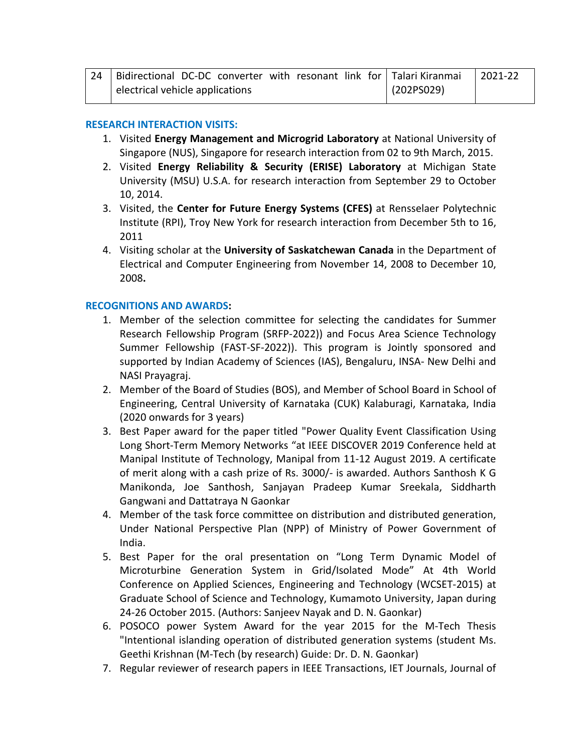| 24 | Bidirectional DC-DC converter with resonant link for electrical vehicle applications | Talari Kiranmai (202PS029) | 2021-22 |
|---|---|---|---|

**RESEARCH INTERACTION VISITS:**

1. Visited **Energy Management and Microgrid Laboratory** at National University of Singapore (NUS), Singapore for research interaction from 02 to 9th March, 2015.
2. Visited **Energy Reliability & Security (ERISE) Laboratory** at Michigan State University (MSU) U.S.A. for research interaction from September 29 to October 10, 2014.
3. Visited, the **Center for Future Energy Systems (CFES)** at Rensselaer Polytechnic Institute (RPI), Troy New York for research interaction from December 5th to 16, 2011
4. Visiting scholar at the **University of Saskatchewan Canada** in the Department of Electrical and Computer Engineering from November 14, 2008 to December 10, 2008**.**

**RECOGNITIONS AND AWARDS:**

1. Member of the selection committee for selecting the candidates for Summer Research Fellowship Program (SRFP-2022)) and Focus Area Science Technology Summer Fellowship (FAST-SF-2022)). This program is Jointly sponsored and supported by Indian Academy of Sciences (IAS), Bengaluru, INSA- New Delhi and NASI Prayagraj.
2. Member of the Board of Studies (BOS), and Member of School Board in School of Engineering, Central University of Karnataka (CUK) Kalaburagi, Karnataka, India (2020 onwards for 3 years)
3. Best Paper award for the paper titled "Power Quality Event Classification Using Long Short-Term Memory Networks "at IEEE DISCOVER 2019 Conference held at Manipal Institute of Technology, Manipal from 11-12 August 2019. A certificate of merit along with a cash prize of Rs. 3000/- is awarded. Authors Santhosh K G Manikonda, Joe Santhosh, Sanjayan Pradeep Kumar Sreekala, Siddharth Gangwani and Dattatraya N Gaonkar
4. Member of the task force committee on distribution and distributed generation, Under National Perspective Plan (NPP) of Ministry of Power Government of India.
5. Best Paper for the oral presentation on "Long Term Dynamic Model of Microturbine Generation System in Grid/Isolated Mode" At 4th World Conference on Applied Sciences, Engineering and Technology (WCSET-2015) at Graduate School of Science and Technology, Kumamoto University, Japan during 24-26 October 2015. (Authors: Sanjeev Nayak and D. N. Gaonkar)
6. POSOCO power System Award for the year 2015 for the M-Tech Thesis "Intentional islanding operation of distributed generation systems (student Ms. Geethi Krishnan (M-Tech (by research) Guide: Dr. D. N. Gaonkar)
7. Regular reviewer of research papers in IEEE Transactions, IET Journals, Journal of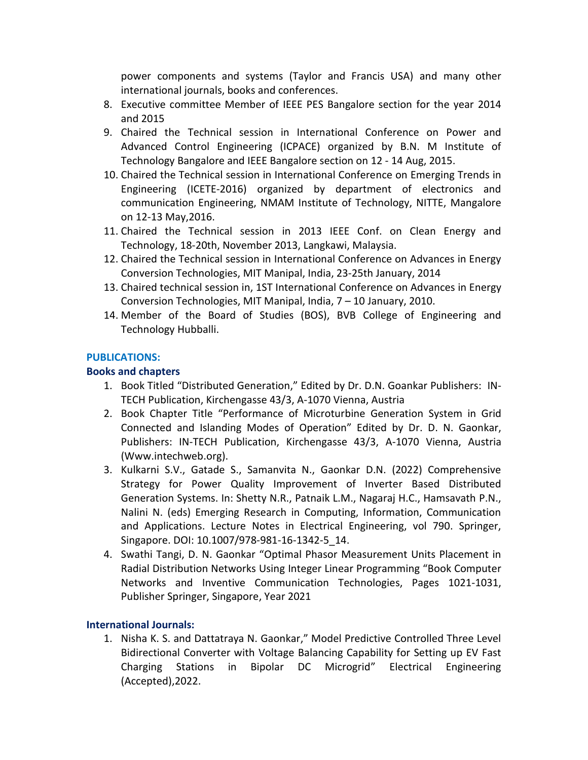power components and systems (Taylor and Francis USA) and many other international journals, books and conferences.

8. Executive committee Member of IEEE PES Bangalore section for the year 2014 and 2015
9. Chaired the Technical session in International Conference on Power and Advanced Control Engineering (ICPACE) organized by B.N. M Institute of Technology Bangalore and IEEE Bangalore section on 12 - 14 Aug, 2015.
10. Chaired the Technical session in International Conference on Emerging Trends in Engineering (ICETE-2016) organized by department of electronics and communication Engineering, NMAM Institute of Technology, NITTE, Mangalore on 12-13 May,2016.
11. Chaired the Technical session in 2013 IEEE Conf. on Clean Energy and Technology, 18-20th, November 2013, Langkawi, Malaysia.
12. Chaired the Technical session in International Conference on Advances in Energy Conversion Technologies, MIT Manipal, India, 23-25th January, 2014
13. Chaired technical session in, 1ST International Conference on Advances in Energy Conversion Technologies, MIT Manipal, India, 7 – 10 January, 2010.
14. Member of the Board of Studies (BOS), BVB College of Engineering and Technology Hubballi.

## PUBLICATIONS:

### Books and chapters

1. Book Titled "Distributed Generation," Edited by Dr. D.N. Goankar Publishers: IN-TECH Publication, Kirchengasse 43/3, A-1070 Vienna, Austria
2. Book Chapter Title "Performance of Microturbine Generation System in Grid Connected and Islanding Modes of Operation" Edited by Dr. D. N. Gaonkar, Publishers: IN-TECH Publication, Kirchengasse 43/3, A-1070 Vienna, Austria (Www.intechweb.org).
3. Kulkarni S.V., Gatade S., Samanvita N., Gaonkar D.N. (2022) Comprehensive Strategy for Power Quality Improvement of Inverter Based Distributed Generation Systems. In: Shetty N.R., Patnaik L.M., Nagaraj H.C., Hamsavath P.N., Nalini N. (eds) Emerging Research in Computing, Information, Communication and Applications. Lecture Notes in Electrical Engineering, vol 790. Springer, Singapore. DOI: 10.1007/978-981-16-1342-5_14.
4. Swathi Tangi, D. N. Gaonkar "Optimal Phasor Measurement Units Placement in Radial Distribution Networks Using Integer Linear Programming "Book Computer Networks and Inventive Communication Technologies, Pages 1021-1031, Publisher Springer, Singapore, Year 2021

### International Journals:

1. Nisha K. S. and Dattatraya N. Gaonkar," Model Predictive Controlled Three Level Bidirectional Converter with Voltage Balancing Capability for Setting up EV Fast Charging Stations in Bipolar DC Microgrid" Electrical Engineering (Accepted),2022.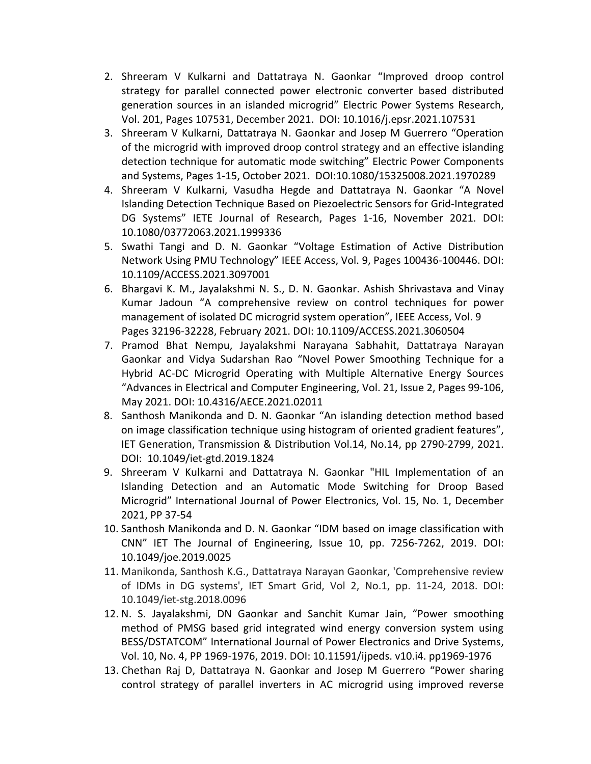2. Shreeram V Kulkarni and Dattatraya N. Gaonkar "Improved droop control strategy for parallel connected power electronic converter based distributed generation sources in an islanded microgrid" Electric Power Systems Research, Vol. 201, Pages 107531, December 2021. DOI: 10.1016/j.epsr.2021.107531
3. Shreeram V Kulkarni, Dattatraya N. Gaonkar and Josep M Guerrero "Operation of the microgrid with improved droop control strategy and an effective islanding detection technique for automatic mode switching" Electric Power Components and Systems, Pages 1-15, October 2021. DOI:10.1080/15325008.2021.1970289
4. Shreeram V Kulkarni, Vasudha Hegde and Dattatraya N. Gaonkar "A Novel Islanding Detection Technique Based on Piezoelectric Sensors for Grid-Integrated DG Systems" IETE Journal of Research, Pages 1-16, November 2021. DOI: 10.1080/03772063.2021.1999336
5. Swathi Tangi and D. N. Gaonkar "Voltage Estimation of Active Distribution Network Using PMU Technology" IEEE Access, Vol. 9, Pages 100436-100446. DOI: 10.1109/ACCESS.2021.3097001
6. Bhargavi K. M., Jayalakshmi N. S., D. N. Gaonkar. Ashish Shrivastava and Vinay Kumar Jadoun "A comprehensive review on control techniques for power management of isolated DC microgrid system operation", IEEE Access, Vol. 9 Pages 32196-32228, February 2021. DOI: 10.1109/ACCESS.2021.3060504
7. Pramod Bhat Nempu, Jayalakshmi Narayana Sabhahit, Dattatraya Narayan Gaonkar and Vidya Sudarshan Rao "Novel Power Smoothing Technique for a Hybrid AC-DC Microgrid Operating with Multiple Alternative Energy Sources "Advances in Electrical and Computer Engineering, Vol. 21, Issue 2, Pages 99-106, May 2021. DOI: 10.4316/AECE.2021.02011
8. Santhosh Manikonda and D. N. Gaonkar "An islanding detection method based on image classification technique using histogram of oriented gradient features", IET Generation, Transmission & Distribution Vol.14, No.14, pp 2790-2799, 2021. DOI: 10.1049/iet-gtd.2019.1824
9. Shreeram V Kulkarni and Dattatraya N. Gaonkar "HIL Implementation of an Islanding Detection and an Automatic Mode Switching for Droop Based Microgrid" International Journal of Power Electronics, Vol. 15, No. 1, December 2021, PP 37-54
10. Santhosh Manikonda and D. N. Gaonkar "IDM based on image classification with CNN" IET The Journal of Engineering, Issue 10, pp. 7256-7262, 2019. DOI: 10.1049/joe.2019.0025
11. Manikonda, Santhosh K.G., Dattatraya Narayan Gaonkar, 'Comprehensive review of IDMs in DG systems', IET Smart Grid, Vol 2, No.1, pp. 11-24, 2018. DOI: 10.1049/iet-stg.2018.0096
12. N. S. Jayalakshmi, DN Gaonkar and Sanchit Kumar Jain, "Power smoothing method of PMSG based grid integrated wind energy conversion system using BESS/DSTATCOM" International Journal of Power Electronics and Drive Systems, Vol. 10, No. 4, PP 1969-1976, 2019. DOI: 10.11591/ijpeds. v10.i4. pp1969-1976
13. Chethan Raj D, Dattatraya N. Gaonkar and Josep M Guerrero "Power sharing control strategy of parallel inverters in AC microgrid using improved reverse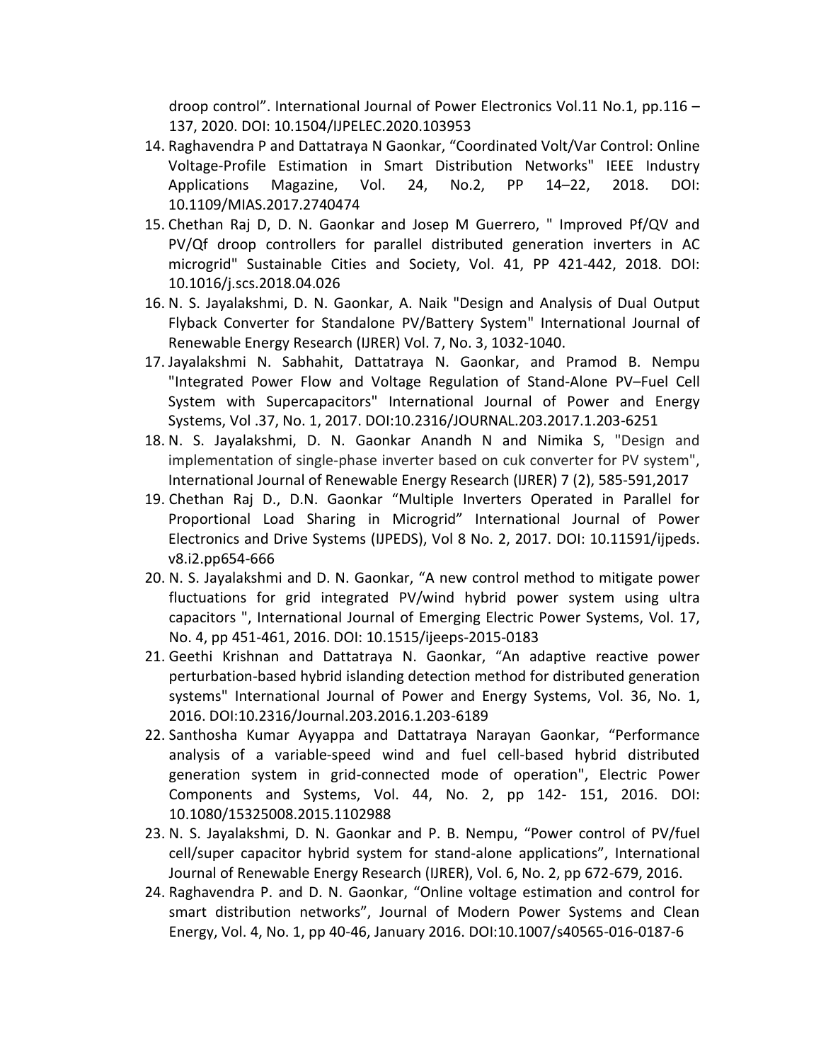droop control". International Journal of Power Electronics Vol.11 No.1, pp.116 – 137, 2020. DOI: 10.1504/IJPELEC.2020.103953

14. Raghavendra P and Dattatraya N Gaonkar, "Coordinated Volt/Var Control: Online Voltage-Profile Estimation in Smart Distribution Networks" IEEE Industry Applications Magazine, Vol. 24, No.2, PP 14–22, 2018. DOI: 10.1109/MIAS.2017.2740474
15. Chethan Raj D, D. N. Gaonkar and Josep M Guerrero, " Improved Pf/QV and PV/Qf droop controllers for parallel distributed generation inverters in AC microgrid" Sustainable Cities and Society, Vol. 41, PP 421-442, 2018. DOI: 10.1016/j.scs.2018.04.026
16. N. S. Jayalakshmi, D. N. Gaonkar, A. Naik "Design and Analysis of Dual Output Flyback Converter for Standalone PV/Battery System" International Journal of Renewable Energy Research (IJRER) Vol. 7, No. 3, 1032-1040.
17. Jayalakshmi N. Sabhahit, Dattatraya N. Gaonkar, and Pramod B. Nempu "Integrated Power Flow and Voltage Regulation of Stand-Alone PV–Fuel Cell System with Supercapacitors" International Journal of Power and Energy Systems, Vol .37, No. 1, 2017. DOI:10.2316/JOURNAL.203.2017.1.203-6251
18. N. S. Jayalakshmi, D. N. Gaonkar Anandh N and Nimika S, "Design and implementation of single-phase inverter based on cuk converter for PV system", International Journal of Renewable Energy Research (IJRER) 7 (2), 585-591,2017
19. Chethan Raj D., D.N. Gaonkar "Multiple Inverters Operated in Parallel for Proportional Load Sharing in Microgrid" International Journal of Power Electronics and Drive Systems (IJPEDS), Vol 8 No. 2, 2017. DOI: 10.11591/ijpeds. v8.i2.pp654-666
20. N. S. Jayalakshmi and D. N. Gaonkar, "A new control method to mitigate power fluctuations for grid integrated PV/wind hybrid power system using ultra capacitors ", International Journal of Emerging Electric Power Systems, Vol. 17, No. 4, pp 451-461, 2016. DOI: 10.1515/ijeeps-2015-0183
21. Geethi Krishnan and Dattatraya N. Gaonkar, "An adaptive reactive power perturbation-based hybrid islanding detection method for distributed generation systems" International Journal of Power and Energy Systems, Vol. 36, No. 1, 2016. DOI:10.2316/Journal.203.2016.1.203-6189
22. Santhosha Kumar Ayyappa and Dattatraya Narayan Gaonkar, "Performance analysis of a variable-speed wind and fuel cell-based hybrid distributed generation system in grid-connected mode of operation", Electric Power Components and Systems, Vol. 44, No. 2, pp 142- 151, 2016. DOI: 10.1080/15325008.2015.1102988
23. N. S. Jayalakshmi, D. N. Gaonkar and P. B. Nempu, "Power control of PV/fuel cell/super capacitor hybrid system for stand-alone applications", International Journal of Renewable Energy Research (IJRER), Vol. 6, No. 2, pp 672-679, 2016.
24. Raghavendra P. and D. N. Gaonkar, "Online voltage estimation and control for smart distribution networks", Journal of Modern Power Systems and Clean Energy, Vol. 4, No. 1, pp 40-46, January 2016. DOI:10.1007/s40565-016-0187-6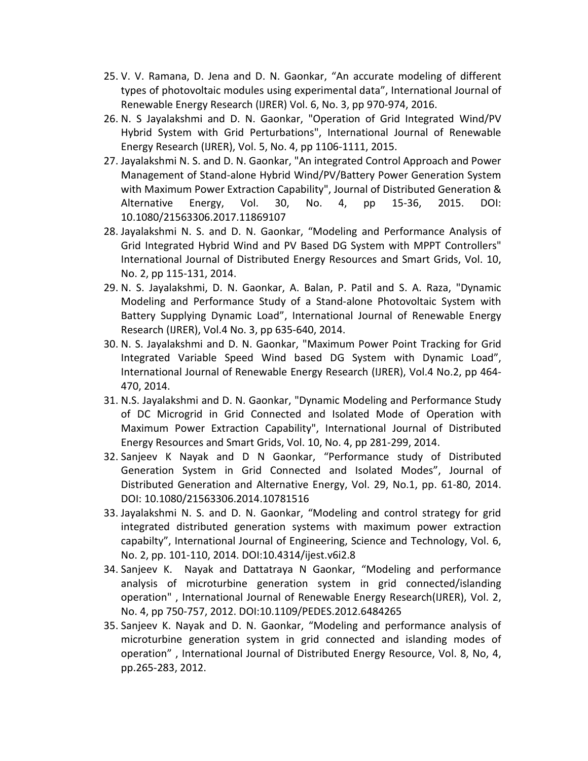25. V. V. Ramana, D. Jena and D. N. Gaonkar, “An accurate modeling of different types of photovoltaic modules using experimental data”, International Journal of Renewable Energy Research (IJRER) Vol. 6, No. 3, pp 970-974, 2016.
26. N. S Jayalakshmi and D. N. Gaonkar, "Operation of Grid Integrated Wind/PV Hybrid System with Grid Perturbations", International Journal of Renewable Energy Research (IJRER), Vol. 5, No. 4, pp 1106-1111, 2015.
27. Jayalakshmi N. S. and D. N. Gaonkar, "An integrated Control Approach and Power Management of Stand-alone Hybrid Wind/PV/Battery Power Generation System with Maximum Power Extraction Capability", Journal of Distributed Generation & Alternative Energy, Vol. 30, No. 4, pp 15-36, 2015. DOI: 10.1080/21563306.2017.11869107
28. Jayalakshmi N. S. and D. N. Gaonkar, “Modeling and Performance Analysis of Grid Integrated Hybrid Wind and PV Based DG System with MPPT Controllers" International Journal of Distributed Energy Resources and Smart Grids, Vol. 10, No. 2, pp 115-131, 2014.
29. N. S. Jayalakshmi, D. N. Gaonkar, A. Balan, P. Patil and S. A. Raza, "Dynamic Modeling and Performance Study of a Stand-alone Photovoltaic System with Battery Supplying Dynamic Load”, International Journal of Renewable Energy Research (IJRER), Vol.4 No. 3, pp 635-640, 2014.
30. N. S. Jayalakshmi and D. N. Gaonkar, "Maximum Power Point Tracking for Grid Integrated Variable Speed Wind based DG System with Dynamic Load”, International Journal of Renewable Energy Research (IJRER), Vol.4 No.2, pp 464-470, 2014.
31. N.S. Jayalakshmi and D. N. Gaonkar, "Dynamic Modeling and Performance Study of DC Microgrid in Grid Connected and Isolated Mode of Operation with Maximum Power Extraction Capability", International Journal of Distributed Energy Resources and Smart Grids, Vol. 10, No. 4, pp 281-299, 2014.
32. Sanjeev K Nayak and D N Gaonkar, “Performance study of Distributed Generation System in Grid Connected and Isolated Modes”, Journal of Distributed Generation and Alternative Energy, Vol. 29, No.1, pp. 61-80, 2014. DOI: 10.1080/21563306.2014.10781516
33. Jayalakshmi N. S. and D. N. Gaonkar, “Modeling and control strategy for grid integrated distributed generation systems with maximum power extraction capabilty”, International Journal of Engineering, Science and Technology, Vol. 6, No. 2, pp. 101-110, 2014. DOI:10.4314/ijest.v6i2.8
34. Sanjeev K. Nayak and Dattatraya N Gaonkar, “Modeling and performance analysis of microturbine generation system in grid connected/islanding operation" , International Journal of Renewable Energy Research(IJRER), Vol. 2, No. 4, pp 750-757, 2012. DOI:10.1109/PEDES.2012.6484265
35. Sanjeev K. Nayak and D. N. Gaonkar, “Modeling and performance analysis of microturbine generation system in grid connected and islanding modes of operation” , International Journal of Distributed Energy Resource, Vol. 8, No, 4, pp.265-283, 2012.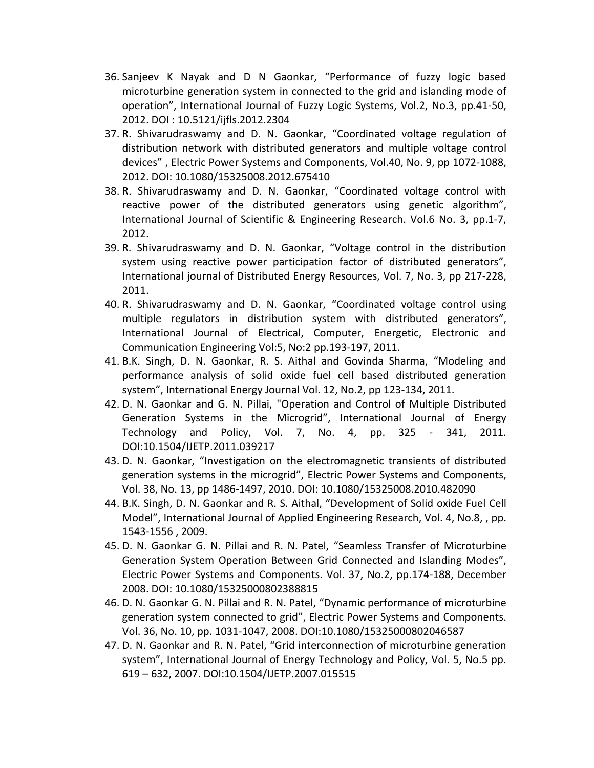36. Sanjeev K Nayak and D N Gaonkar, “Performance of fuzzy logic based microturbine generation system in connected to the grid and islanding mode of operation”, International Journal of Fuzzy Logic Systems, Vol.2, No.3, pp.41-50, 2012. DOI : 10.5121/ijfls.2012.2304
37. R. Shivarudraswamy and D. N. Gaonkar, “Coordinated voltage regulation of distribution network with distributed generators and multiple voltage control devices” , Electric Power Systems and Components, Vol.40, No. 9, pp 1072-1088, 2012. DOI: 10.1080/15325008.2012.675410
38. R. Shivarudraswamy and D. N. Gaonkar, “Coordinated voltage control with reactive power of the distributed generators using genetic algorithm”, International Journal of Scientific & Engineering Research. Vol.6 No. 3, pp.1-7, 2012.
39. R. Shivarudraswamy and D. N. Gaonkar, “Voltage control in the distribution system using reactive power participation factor of distributed generators”, International journal of Distributed Energy Resources, Vol. 7, No. 3, pp 217-228, 2011.
40. R. Shivarudraswamy and D. N. Gaonkar, “Coordinated voltage control using multiple regulators in distribution system with distributed generators”, International Journal of Electrical, Computer, Energetic, Electronic and Communication Engineering Vol:5, No:2 pp.193-197, 2011.
41. B.K. Singh, D. N. Gaonkar, R. S. Aithal and Govinda Sharma, “Modeling and performance analysis of solid oxide fuel cell based distributed generation system”, International Energy Journal Vol. 12, No.2, pp 123-134, 2011.
42. D. N. Gaonkar and G. N. Pillai, "Operation and Control of Multiple Distributed Generation Systems in the Microgrid”, International Journal of Energy Technology and Policy, Vol. 7, No. 4, pp. 325 - 341, 2011. DOI:10.1504/IJETP.2011.039217
43. D. N. Gaonkar, “Investigation on the electromagnetic transients of distributed generation systems in the microgrid”, Electric Power Systems and Components, Vol. 38, No. 13, pp 1486-1497, 2010. DOI: 10.1080/15325008.2010.482090
44. B.K. Singh, D. N. Gaonkar and R. S. Aithal, “Development of Solid oxide Fuel Cell Model”, International Journal of Applied Engineering Research, Vol. 4, No.8, , pp. 1543-1556 , 2009.
45. D. N. Gaonkar G. N. Pillai and R. N. Patel, “Seamless Transfer of Microturbine Generation System Operation Between Grid Connected and Islanding Modes”, Electric Power Systems and Components. Vol. 37, No.2, pp.174-188, December 2008. DOI: 10.1080/15325000802388815
46. D. N. Gaonkar G. N. Pillai and R. N. Patel, “Dynamic performance of microturbine generation system connected to grid”, Electric Power Systems and Components. Vol. 36, No. 10, pp. 1031-1047, 2008. DOI:10.1080/15325000802046587
47. D. N. Gaonkar and R. N. Patel, “Grid interconnection of microturbine generation system”, International Journal of Energy Technology and Policy, Vol. 5, No.5 pp. 619 – 632, 2007. DOI:10.1504/IJETP.2007.015515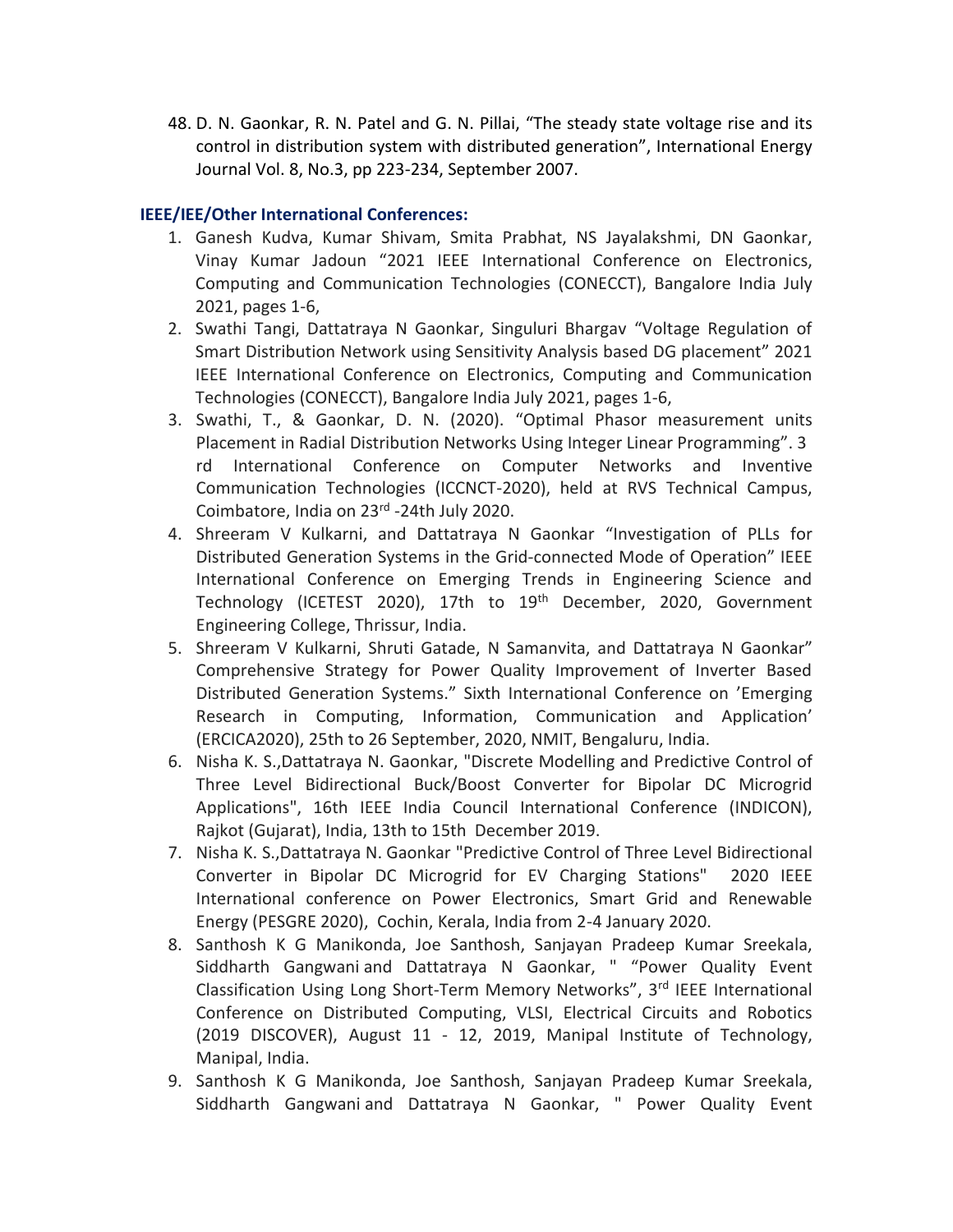48. D. N. Gaonkar, R. N. Patel and G. N. Pillai, “The steady state voltage rise and its control in distribution system with distributed generation”, International Energy Journal Vol. 8, No.3, pp 223-234, September 2007.

**IEEE/IEE/Other International Conferences:**

1. Ganesh Kudva, Kumar Shivam, Smita Prabhat, NS Jayalakshmi, DN Gaonkar, Vinay Kumar Jadoun “2021 IEEE International Conference on Electronics, Computing and Communication Technologies (CONECCT), Bangalore India July 2021, pages 1-6,
2. Swathi Tangi, Dattatraya N Gaonkar, Singuluri Bhargav “Voltage Regulation of Smart Distribution Network using Sensitivity Analysis based DG placement” 2021 IEEE International Conference on Electronics, Computing and Communication Technologies (CONECCT), Bangalore India July 2021, pages 1-6,
3. Swathi, T., & Gaonkar, D. N. (2020). “Optimal Phasor measurement units Placement in Radial Distribution Networks Using Integer Linear Programming”. 3 rd International Conference on Computer Networks and Inventive Communication Technologies (ICCNCT-2020), held at RVS Technical Campus, Coimbatore, India on 23rd -24th July 2020.
4. Shreeram V Kulkarni, and Dattatraya N Gaonkar “Investigation of PLLs for Distributed Generation Systems in the Grid-connected Mode of Operation” IEEE International Conference on Emerging Trends in Engineering Science and Technology (ICETEST 2020), 17th to 19th December, 2020, Government Engineering College, Thrissur, India.
5. Shreeram V Kulkarni, Shruti Gatade, N Samanvita, and Dattatraya N Gaonkar” Comprehensive Strategy for Power Quality Improvement of Inverter Based Distributed Generation Systems.” Sixth International Conference on ’Emerging Research in Computing, Information, Communication and Application’ (ERCICA2020), 25th to 26 September, 2020, NMIT, Bengaluru, India.
6. Nisha K. S.,Dattatraya N. Gaonkar, "Discrete Modelling and Predictive Control of Three Level Bidirectional Buck/Boost Converter for Bipolar DC Microgrid Applications", 16th IEEE India Council International Conference (INDICON), Rajkot (Gujarat), India, 13th to 15th December 2019.
7. Nisha K. S.,Dattatraya N. Gaonkar "Predictive Control of Three Level Bidirectional Converter in Bipolar DC Microgrid for EV Charging Stations" 2020 IEEE International conference on Power Electronics, Smart Grid and Renewable Energy (PESGRE 2020), Cochin, Kerala, India from 2-4 January 2020.
8. Santhosh K G Manikonda, Joe Santhosh, Sanjayan Pradeep Kumar Sreekala, Siddharth Gangwani and Dattatraya N Gaonkar, " “Power Quality Event Classification Using Long Short-Term Memory Networks”, 3rd IEEE International Conference on Distributed Computing, VLSI, Electrical Circuits and Robotics (2019 DISCOVER), August 11 - 12, 2019, Manipal Institute of Technology, Manipal, India.
9. Santhosh K G Manikonda, Joe Santhosh, Sanjayan Pradeep Kumar Sreekala, Siddharth Gangwani and Dattatraya N Gaonkar, " Power Quality Event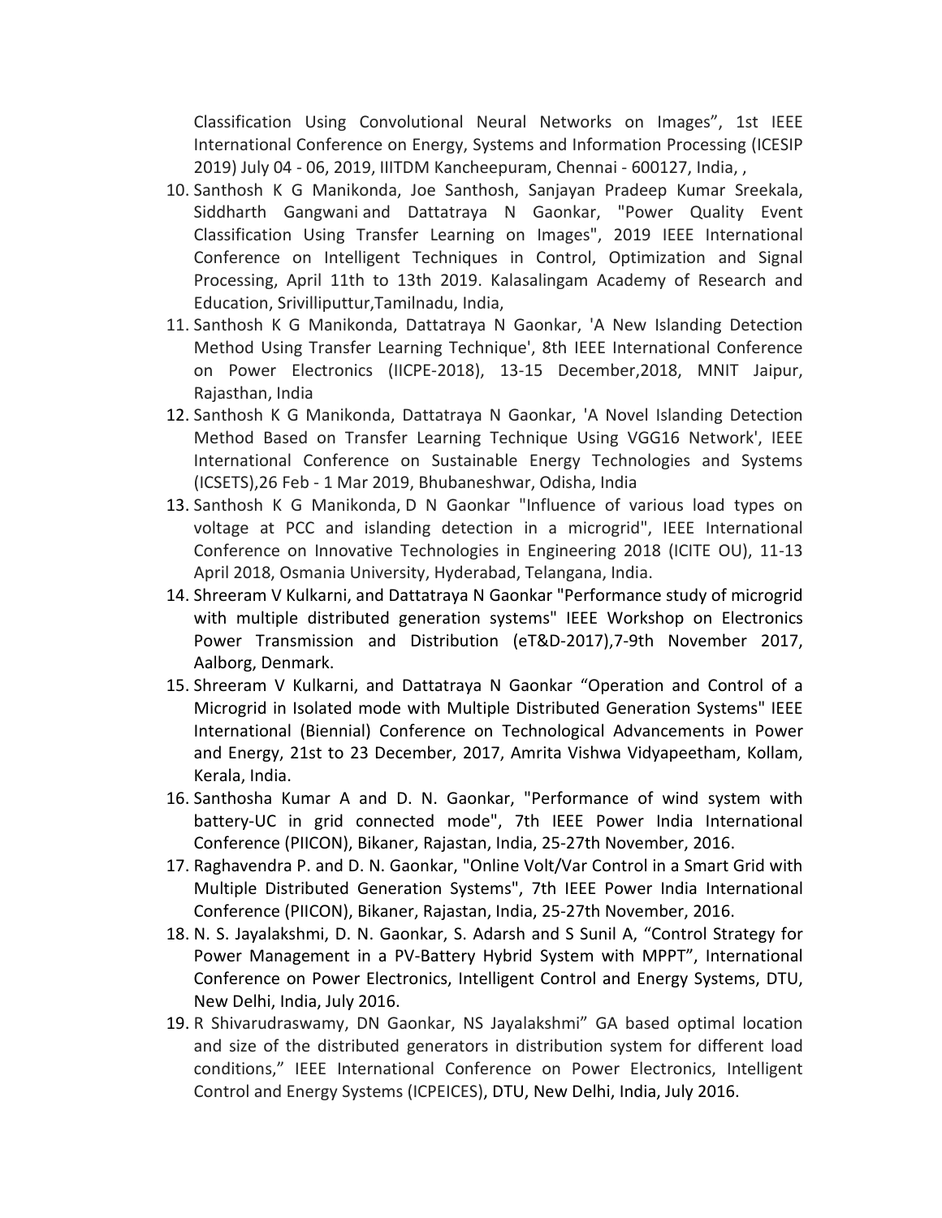Classification Using Convolutional Neural Networks on Images", 1st IEEE International Conference on Energy, Systems and Information Processing (ICESIP 2019) July 04 - 06, 2019, IIITDM Kancheepuram, Chennai - 600127, India, ,

10. Santhosh K G Manikonda, Joe Santhosh, Sanjayan Pradeep Kumar Sreekala, Siddharth Gangwani and Dattatraya N Gaonkar, "Power Quality Event Classification Using Transfer Learning on Images", 2019 IEEE International Conference on Intelligent Techniques in Control, Optimization and Signal Processing, April 11th to 13th 2019. Kalasalingam Academy of Research and Education, Srivilliputtur,Tamilnadu, India,
11. Santhosh K G Manikonda, Dattatraya N Gaonkar, 'A New Islanding Detection Method Using Transfer Learning Technique', 8th IEEE International Conference on Power Electronics (IICPE-2018), 13-15 December,2018, MNIT Jaipur, Rajasthan, India
12. Santhosh K G Manikonda, Dattatraya N Gaonkar, 'A Novel Islanding Detection Method Based on Transfer Learning Technique Using VGG16 Network', IEEE International Conference on Sustainable Energy Technologies and Systems (ICSETS),26 Feb - 1 Mar 2019, Bhubaneshwar, Odisha, India
13. Santhosh K G Manikonda, D N Gaonkar "Influence of various load types on voltage at PCC and islanding detection in a microgrid", IEEE International Conference on Innovative Technologies in Engineering 2018 (ICITE OU), 11-13 April 2018, Osmania University, Hyderabad, Telangana, India.
14. Shreeram V Kulkarni, and Dattatraya N Gaonkar "Performance study of microgrid with multiple distributed generation systems" IEEE Workshop on Electronics Power Transmission and Distribution (eT&D-2017),7-9th November 2017, Aalborg, Denmark.
15. Shreeram V Kulkarni, and Dattatraya N Gaonkar "Operation and Control of a Microgrid in Isolated mode with Multiple Distributed Generation Systems" IEEE International (Biennial) Conference on Technological Advancements in Power and Energy, 21st to 23 December, 2017, Amrita Vishwa Vidyapeetham, Kollam, Kerala, India.
16. Santhosha Kumar A and D. N. Gaonkar, "Performance of wind system with battery-UC in grid connected mode", 7th IEEE Power India International Conference (PIICON), Bikaner, Rajastan, India, 25-27th November, 2016.
17. Raghavendra P. and D. N. Gaonkar, "Online Volt/Var Control in a Smart Grid with Multiple Distributed Generation Systems", 7th IEEE Power India International Conference (PIICON), Bikaner, Rajastan, India, 25-27th November, 2016.
18. N. S. Jayalakshmi, D. N. Gaonkar, S. Adarsh and S Sunil A, "Control Strategy for Power Management in a PV-Battery Hybrid System with MPPT", International Conference on Power Electronics, Intelligent Control and Energy Systems, DTU, New Delhi, India, July 2016.
19. R Shivarudraswamy, DN Gaonkar, NS Jayalakshmi" GA based optimal location and size of the distributed generators in distribution system for different load conditions," IEEE International Conference on Power Electronics, Intelligent Control and Energy Systems (ICPEICES), DTU, New Delhi, India, July 2016.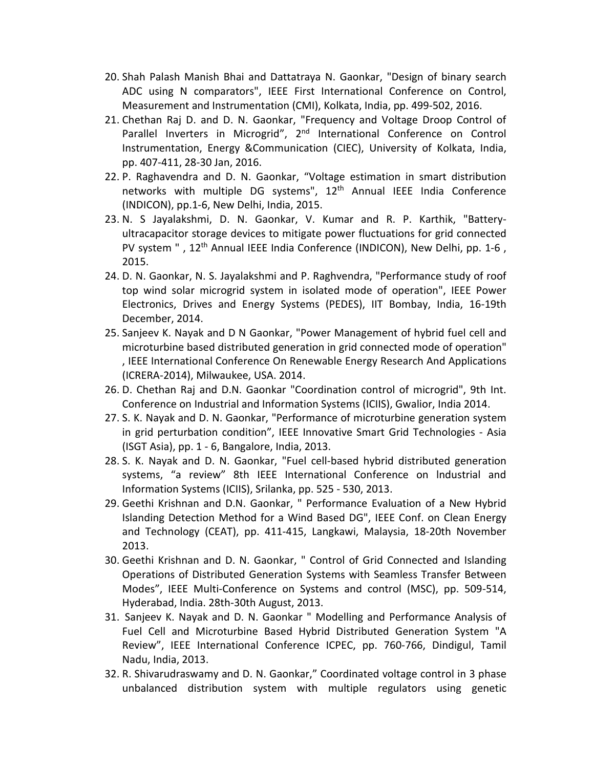20. Shah Palash Manish Bhai and Dattatraya N. Gaonkar, "Design of binary search ADC using N comparators", IEEE First International Conference on Control, Measurement and Instrumentation (CMI), Kolkata, India, pp. 499-502, 2016.
21. Chethan Raj D. and D. N. Gaonkar, "Frequency and Voltage Droop Control of Parallel Inverters in Microgrid", 2nd International Conference on Control Instrumentation, Energy &Communication (CIEC), University of Kolkata, India, pp. 407-411, 28-30 Jan, 2016.
22. P. Raghavendra and D. N. Gaonkar, "Voltage estimation in smart distribution networks with multiple DG systems", 12th Annual IEEE India Conference (INDICON), pp.1-6, New Delhi, India, 2015.
23. N. S Jayalakshmi, D. N. Gaonkar, V. Kumar and R. P. Karthik, "Battery-ultracapacitor storage devices to mitigate power fluctuations for grid connected PV system " , 12th Annual IEEE India Conference (INDICON), New Delhi, pp. 1-6 , 2015.
24. D. N. Gaonkar, N. S. Jayalakshmi and P. Raghvendra, "Performance study of roof top wind solar microgrid system in isolated mode of operation", IEEE Power Electronics, Drives and Energy Systems (PEDES), IIT Bombay, India, 16-19th December, 2014.
25. Sanjeev K. Nayak and D N Gaonkar, "Power Management of hybrid fuel cell and microturbine based distributed generation in grid connected mode of operation" , IEEE International Conference On Renewable Energy Research And Applications (ICRERA-2014), Milwaukee, USA. 2014.
26. D. Chethan Raj and D.N. Gaonkar "Coordination control of microgrid", 9th Int. Conference on Industrial and Information Systems (ICIIS), Gwalior, India 2014.
27. S. K. Nayak and D. N. Gaonkar, "Performance of microturbine generation system in grid perturbation condition", IEEE Innovative Smart Grid Technologies - Asia (ISGT Asia), pp. 1 - 6, Bangalore, India, 2013.
28. S. K. Nayak and D. N. Gaonkar, "Fuel cell-based hybrid distributed generation systems, "a review" 8th IEEE International Conference on Industrial and Information Systems (ICIIS), Srilanka, pp. 525 - 530, 2013.
29. Geethi Krishnan and D.N. Gaonkar, " Performance Evaluation of a New Hybrid Islanding Detection Method for a Wind Based DG", IEEE Conf. on Clean Energy and Technology (CEAT), pp. 411-415, Langkawi, Malaysia, 18-20th November 2013.
30. Geethi Krishnan and D. N. Gaonkar, " Control of Grid Connected and Islanding Operations of Distributed Generation Systems with Seamless Transfer Between Modes", IEEE Multi-Conference on Systems and control (MSC), pp. 509-514, Hyderabad, India. 28th-30th August, 2013.
31. Sanjeev K. Nayak and D. N. Gaonkar " Modelling and Performance Analysis of Fuel Cell and Microturbine Based Hybrid Distributed Generation System "A Review", IEEE International Conference ICPEC, pp. 760-766, Dindigul, Tamil Nadu, India, 2013.
32. R. Shivarudraswamy and D. N. Gaonkar," Coordinated voltage control in 3 phase unbalanced distribution system with multiple regulators using genetic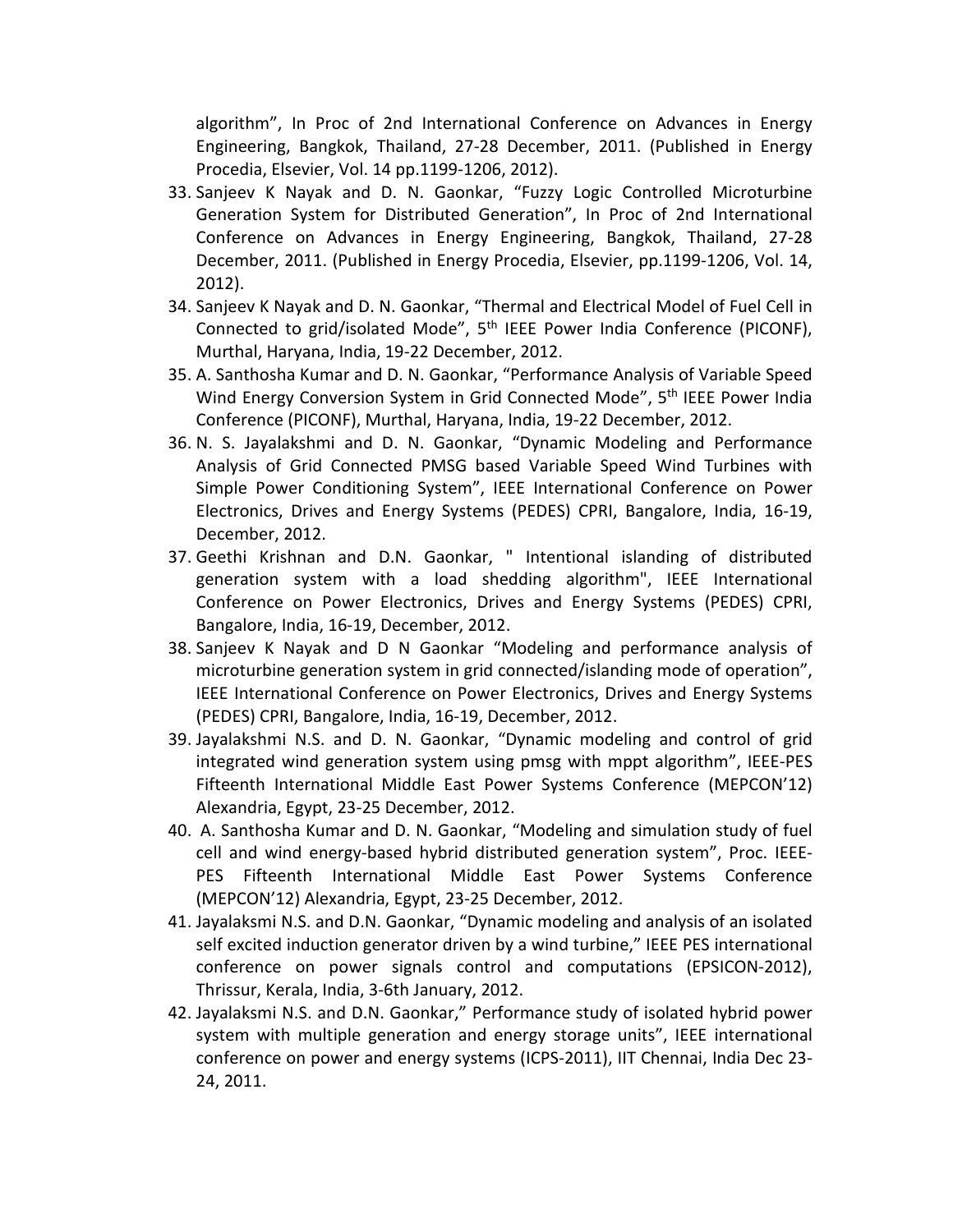algorithm", In Proc of 2nd International Conference on Advances in Energy Engineering, Bangkok, Thailand, 27-28 December, 2011. (Published in Energy Procedia, Elsevier, Vol. 14 pp.1199-1206, 2012).

33. Sanjeev K Nayak and D. N. Gaonkar, "Fuzzy Logic Controlled Microturbine Generation System for Distributed Generation", In Proc of 2nd International Conference on Advances in Energy Engineering, Bangkok, Thailand, 27-28 December, 2011. (Published in Energy Procedia, Elsevier, pp.1199-1206, Vol. 14, 2012).
34. Sanjeev K Nayak and D. N. Gaonkar, "Thermal and Electrical Model of Fuel Cell in Connected to grid/isolated Mode", 5th IEEE Power India Conference (PICONF), Murthal, Haryana, India, 19-22 December, 2012.
35. A. Santhosha Kumar and D. N. Gaonkar, "Performance Analysis of Variable Speed Wind Energy Conversion System in Grid Connected Mode", 5th IEEE Power India Conference (PICONF), Murthal, Haryana, India, 19-22 December, 2012.
36. N. S. Jayalakshmi and D. N. Gaonkar, "Dynamic Modeling and Performance Analysis of Grid Connected PMSG based Variable Speed Wind Turbines with Simple Power Conditioning System", IEEE International Conference on Power Electronics, Drives and Energy Systems (PEDES) CPRI, Bangalore, India, 16-19, December, 2012.
37. Geethi Krishnan and D.N. Gaonkar, " Intentional islanding of distributed generation system with a load shedding algorithm", IEEE International Conference on Power Electronics, Drives and Energy Systems (PEDES) CPRI, Bangalore, India, 16-19, December, 2012.
38. Sanjeev K Nayak and D N Gaonkar "Modeling and performance analysis of microturbine generation system in grid connected/islanding mode of operation", IEEE International Conference on Power Electronics, Drives and Energy Systems (PEDES) CPRI, Bangalore, India, 16-19, December, 2012.
39. Jayalakshmi N.S. and D. N. Gaonkar, "Dynamic modeling and control of grid integrated wind generation system using pmsg with mppt algorithm", IEEE-PES Fifteenth International Middle East Power Systems Conference (MEPCON'12) Alexandria, Egypt, 23-25 December, 2012.
40. A. Santhosha Kumar and D. N. Gaonkar, "Modeling and simulation study of fuel cell and wind energy-based hybrid distributed generation system", Proc. IEEE-PES Fifteenth International Middle East Power Systems Conference (MEPCON'12) Alexandria, Egypt, 23-25 December, 2012.
41. Jayalaksmi N.S. and D.N. Gaonkar, "Dynamic modeling and analysis of an isolated self excited induction generator driven by a wind turbine," IEEE PES international conference on power signals control and computations (EPSICON-2012), Thrissur, Kerala, India, 3-6th January, 2012.
42. Jayalaksmi N.S. and D.N. Gaonkar," Performance study of isolated hybrid power system with multiple generation and energy storage units", IEEE international conference on power and energy systems (ICPS-2011), IIT Chennai, India Dec 23-24, 2011.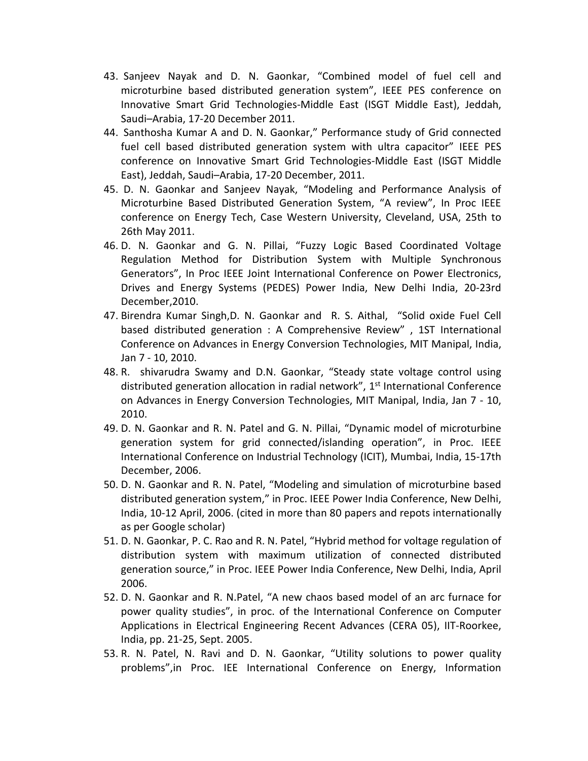43. Sanjeev Nayak and D. N. Gaonkar, "Combined model of fuel cell and microturbine based distributed generation system", IEEE PES conference on Innovative Smart Grid Technologies-Middle East (ISGT Middle East), Jeddah, Saudi–Arabia, 17-20 December 2011.
44. Santhosha Kumar A and D. N. Gaonkar," Performance study of Grid connected fuel cell based distributed generation system with ultra capacitor" IEEE PES conference on Innovative Smart Grid Technologies-Middle East (ISGT Middle East), Jeddah, Saudi–Arabia, 17-20 December, 2011.
45. D. N. Gaonkar and Sanjeev Nayak, "Modeling and Performance Analysis of Microturbine Based Distributed Generation System, "A review", In Proc IEEE conference on Energy Tech, Case Western University, Cleveland, USA, 25th to 26th May 2011.
46. D. N. Gaonkar and G. N. Pillai, "Fuzzy Logic Based Coordinated Voltage Regulation Method for Distribution System with Multiple Synchronous Generators", In Proc IEEE Joint International Conference on Power Electronics, Drives and Energy Systems (PEDES) Power India, New Delhi India, 20-23rd December,2010.
47. Birendra Kumar Singh,D. N. Gaonkar and R. S. Aithal, "Solid oxide Fuel Cell based distributed generation : A Comprehensive Review" , 1ST International Conference on Advances in Energy Conversion Technologies, MIT Manipal, India, Jan 7 - 10, 2010.
48. R. shivarudra Swamy and D.N. Gaonkar, "Steady state voltage control using distributed generation allocation in radial network", 1st International Conference on Advances in Energy Conversion Technologies, MIT Manipal, India, Jan 7 - 10, 2010.
49. D. N. Gaonkar and R. N. Patel and G. N. Pillai, "Dynamic model of microturbine generation system for grid connected/islanding operation", in Proc. IEEE International Conference on Industrial Technology (ICIT), Mumbai, India, 15-17th December, 2006.
50. D. N. Gaonkar and R. N. Patel, "Modeling and simulation of microturbine based distributed generation system," in Proc. IEEE Power India Conference, New Delhi, India, 10-12 April, 2006. (cited in more than 80 papers and repots internationally as per Google scholar)
51. D. N. Gaonkar, P. C. Rao and R. N. Patel, "Hybrid method for voltage regulation of distribution system with maximum utilization of connected distributed generation source," in Proc. IEEE Power India Conference, New Delhi, India, April 2006.
52. D. N. Gaonkar and R. N.Patel, "A new chaos based model of an arc furnace for power quality studies", in proc. of the International Conference on Computer Applications in Electrical Engineering Recent Advances (CERA 05), IIT-Roorkee, India, pp. 21-25, Sept. 2005.
53. R. N. Patel, N. Ravi and D. N. Gaonkar, "Utility solutions to power quality problems",in Proc. IEE International Conference on Energy, Information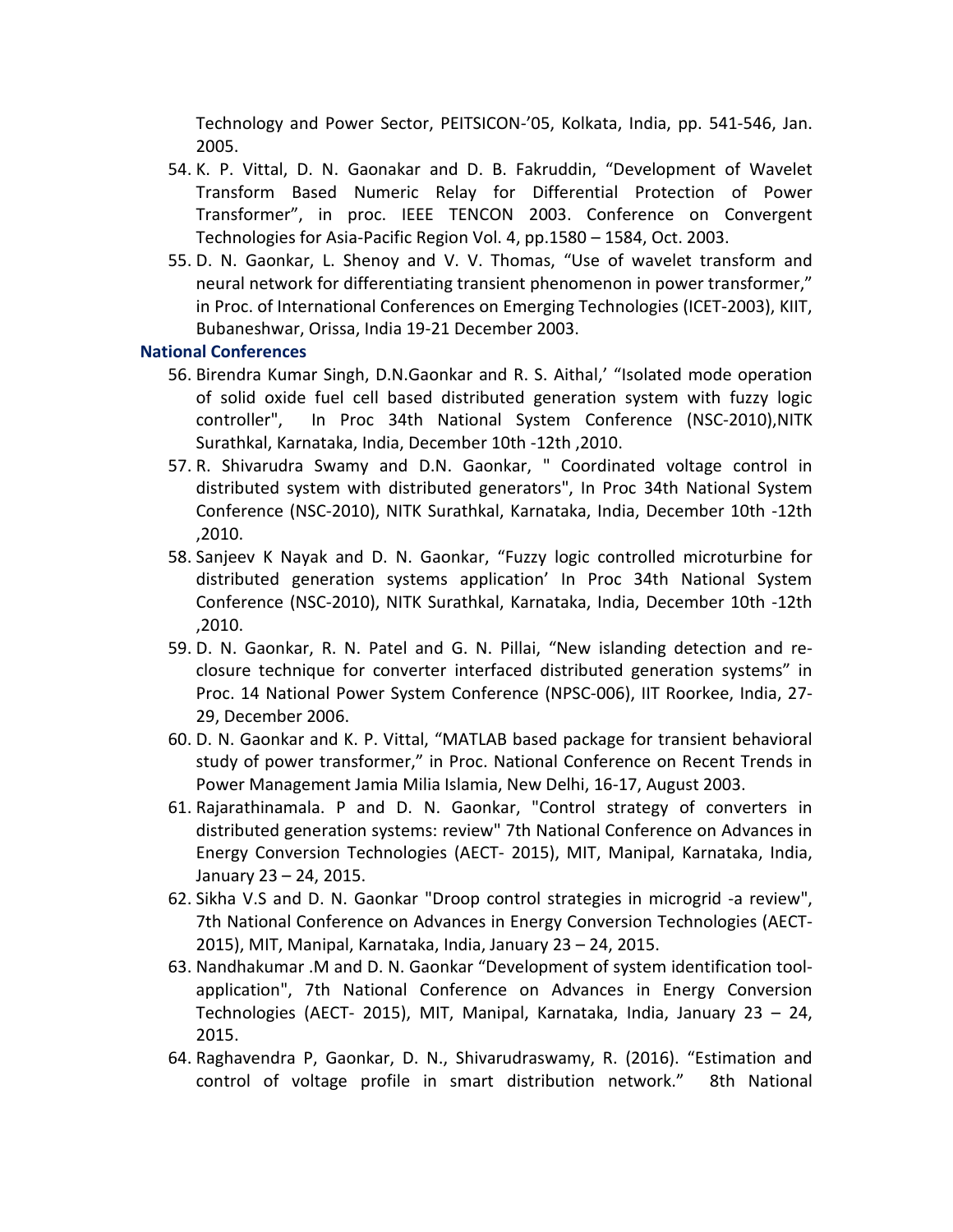Technology and Power Sector, PEITSICON-'05, Kolkata, India, pp. 541-546, Jan. 2005.

54. K. P. Vittal, D. N. Gaonakar and D. B. Fakruddin, "Development of Wavelet Transform Based Numeric Relay for Differential Protection of Power Transformer", in proc. IEEE TENCON 2003. Conference on Convergent Technologies for Asia-Pacific Region Vol. 4, pp.1580 – 1584, Oct. 2003.
55. D. N. Gaonkar, L. Shenoy and V. V. Thomas, "Use of wavelet transform and neural network for differentiating transient phenomenon in power transformer," in Proc. of International Conferences on Emerging Technologies (ICET-2003), KIIT, Bubaneshwar, Orissa, India 19-21 December 2003.

**National Conferences**

56. Birendra Kumar Singh, D.N.Gaonkar and R. S. Aithal,' "Isolated mode operation of solid oxide fuel cell based distributed generation system with fuzzy logic controller", In Proc 34th National System Conference (NSC-2010),NITK Surathkal, Karnataka, India, December 10th -12th ,2010.
57. R. Shivarudra Swamy and D.N. Gaonkar, " Coordinated voltage control in distributed system with distributed generators", In Proc 34th National System Conference (NSC-2010), NITK Surathkal, Karnataka, India, December 10th -12th ,2010.
58. Sanjeev K Nayak and D. N. Gaonkar, "Fuzzy logic controlled microturbine for distributed generation systems application' In Proc 34th National System Conference (NSC-2010), NITK Surathkal, Karnataka, India, December 10th -12th ,2010.
59. D. N. Gaonkar, R. N. Patel and G. N. Pillai, "New islanding detection and re-closure technique for converter interfaced distributed generation systems" in Proc. 14 National Power System Conference (NPSC-006), IIT Roorkee, India, 27-29, December 2006.
60. D. N. Gaonkar and K. P. Vittal, "MATLAB based package for transient behavioral study of power transformer," in Proc. National Conference on Recent Trends in Power Management Jamia Milia Islamia, New Delhi, 16-17, August 2003.
61. Rajarathinamala. P and D. N. Gaonkar, "Control strategy of converters in distributed generation systems: review" 7th National Conference on Advances in Energy Conversion Technologies (AECT- 2015), MIT, Manipal, Karnataka, India, January 23 – 24, 2015.
62. Sikha V.S and D. N. Gaonkar "Droop control strategies in microgrid -a review", 7th National Conference on Advances in Energy Conversion Technologies (AECT-2015), MIT, Manipal, Karnataka, India, January 23 – 24, 2015.
63. Nandhakumar .M and D. N. Gaonkar "Development of system identification tool-application", 7th National Conference on Advances in Energy Conversion Technologies (AECT- 2015), MIT, Manipal, Karnataka, India, January 23 – 24, 2015.
64. Raghavendra P, Gaonkar, D. N., Shivarudraswamy, R. (2016). "Estimation and control of voltage profile in smart distribution network." 8th National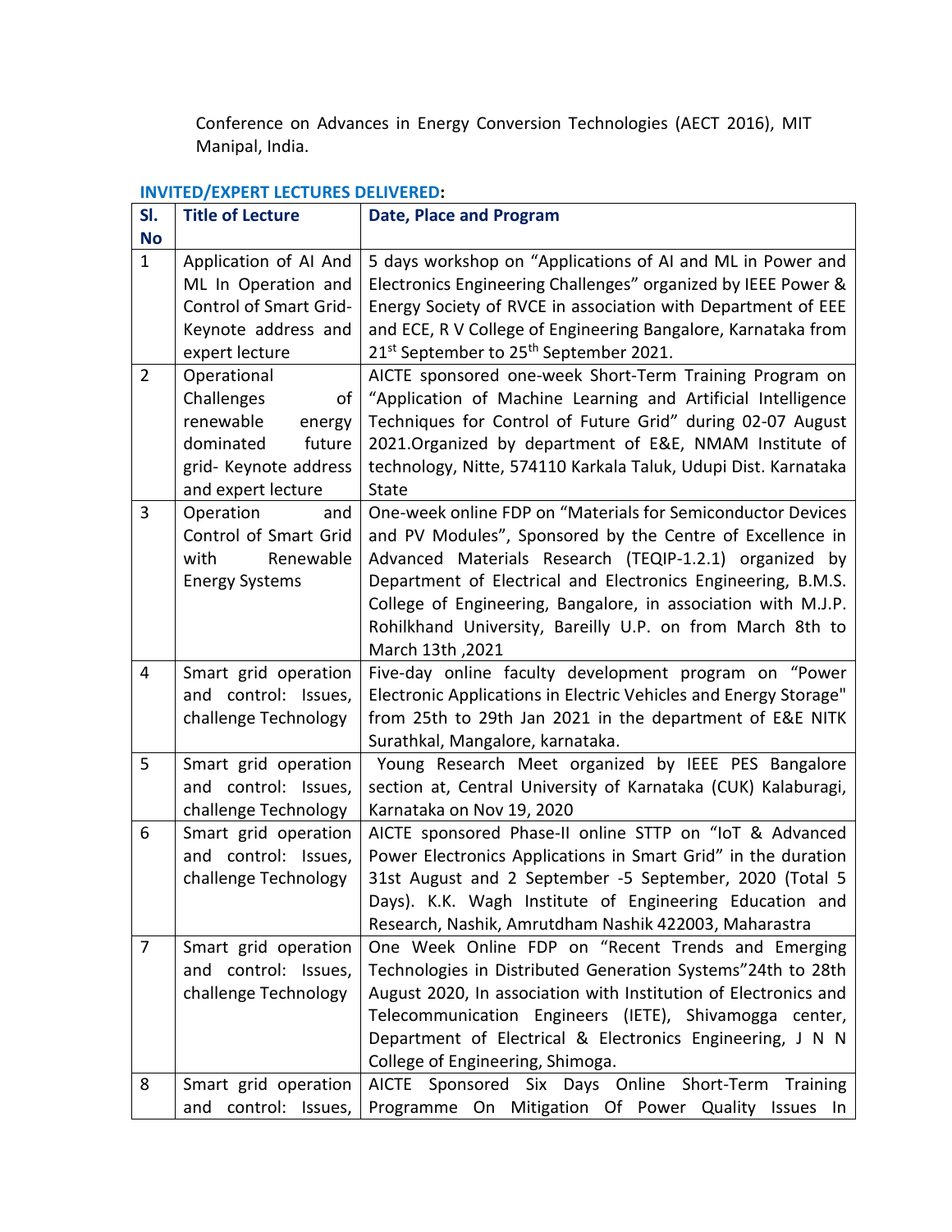Conference on Advances in Energy Conversion Technologies (AECT 2016), MIT Manipal, India.

**INVITED/EXPERT LECTURES DELIVERED:**

| Sl. No | Title of Lecture | Date, Place and Program |
|---|---|---|
| 1 | Application of AI And ML In Operation and Control of Smart Grid- Keynote address and expert lecture | 5 days workshop on "Applications of AI and ML in Power and Electronics Engineering Challenges" organized by IEEE Power & Energy Society of RVCE in association with Department of EEE and ECE, R V College of Engineering Bangalore, Karnataka from 21st September to 25th September 2021. |
| 2 | Operational Challenges of renewable energy dominated future grid- Keynote address and expert lecture | AICTE sponsored one-week Short-Term Training Program on "Application of Machine Learning and Artificial Intelligence Techniques for Control of Future Grid" during 02-07 August 2021.Organized by department of E&E, NMAM Institute of technology, Nitte, 574110 Karkala Taluk, Udupi Dist. Karnataka State |
| 3 | Operation and Control of Smart Grid with Renewable Energy Systems | One-week online FDP on "Materials for Semiconductor Devices and PV Modules", Sponsored by the Centre of Excellence in Advanced Materials Research (TEQIP-1.2.1) organized by Department of Electrical and Electronics Engineering, B.M.S. College of Engineering, Bangalore, in association with M.J.P. Rohilkhand University, Bareilly U.P. on from March 8th to March 13th ,2021 |
| 4 | Smart grid operation and control: Issues, challenge Technology | Five-day online faculty development program on "Power Electronic Applications in Electric Vehicles and Energy Storage" from 25th to 29th Jan 2021 in the department of E&E NITK Surathkal, Mangalore, karnataka. |
| 5 | Smart grid operation and control: Issues, challenge Technology | Young Research Meet organized by IEEE PES Bangalore section at, Central University of Karnataka (CUK) Kalaburagi, Karnataka on Nov 19, 2020 |
| 6 | Smart grid operation and control: Issues, challenge Technology | AICTE sponsored Phase-II online STTP on "IoT & Advanced Power Electronics Applications in Smart Grid" in the duration 31st August and 2 September -5 September, 2020 (Total 5 Days). K.K. Wagh Institute of Engineering Education and Research, Nashik, Amrutdham Nashik 422003, Maharastra |
| 7 | Smart grid operation and control: Issues, challenge Technology | One Week Online FDP on "Recent Trends and Emerging Technologies in Distributed Generation Systems"24th to 28th August 2020, In association with Institution of Electronics and Telecommunication Engineers (IETE), Shivamogga center, Department of Electrical & Electronics Engineering, J N N College of Engineering, Shimoga. |
| 8 | Smart grid operation and control: Issues, | AICTE Sponsored Six Days Online Short-Term Training Programme On Mitigation Of Power Quality Issues In |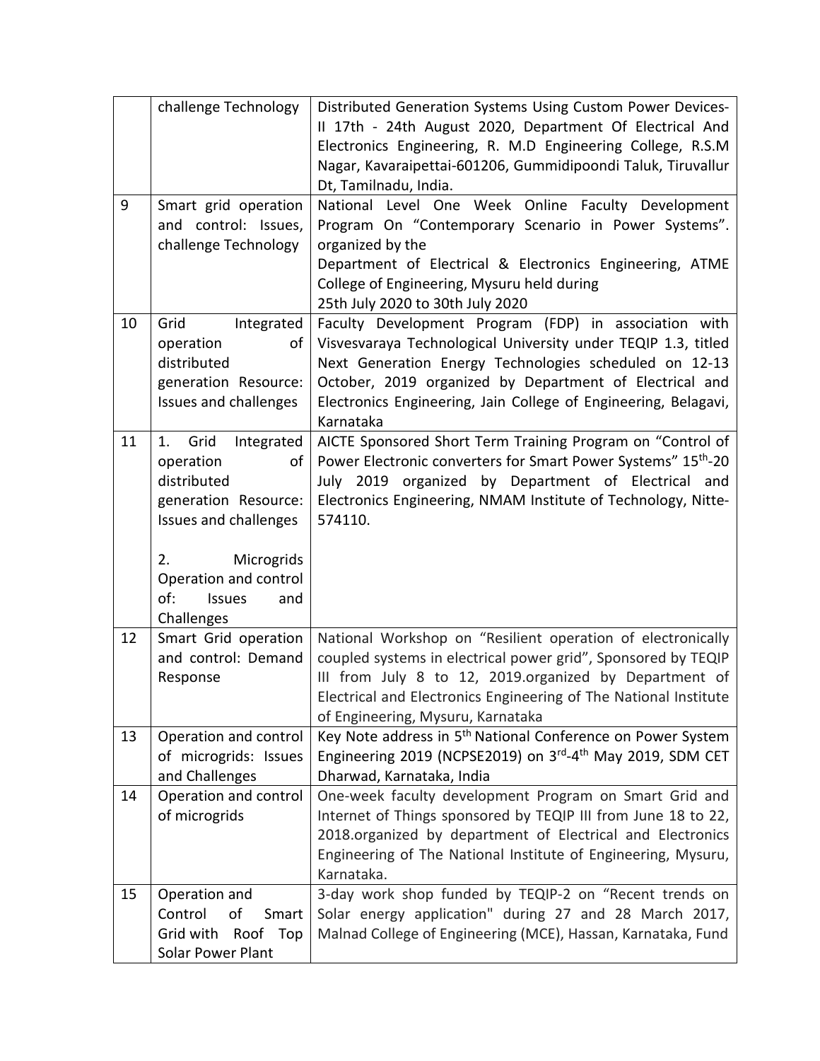| | | |
|---|---|---|
| | challenge Technology | Distributed Generation Systems Using Custom Power Devices-II 17th - 24th August 2020, Department Of Electrical And Electronics Engineering, R. M.D Engineering College, R.S.M Nagar, Kavaraipettai-601206, Gummidipoondi Taluk, Tiruvallur Dt, Tamilnadu, India. |
| 9 | Smart grid operation and control: Issues, challenge Technology | National Level One Week Online Faculty Development Program On "Contemporary Scenario in Power Systems". organized by the Department of Electrical & Electronics Engineering, ATME College of Engineering, Mysuru held during 25th July 2020 to 30th July 2020 |
| 10 | Grid Integrated operation of distributed generation Resource: Issues and challenges | Faculty Development Program (FDP) in association with Visvesvaraya Technological University under TEQIP 1.3, titled Next Generation Energy Technologies scheduled on 12-13 October, 2019 organized by Department of Electrical and Electronics Engineering, Jain College of Engineering, Belagavi, Karnataka |
| 11 | 1. Grid Integrated operation of distributed generation Resource: Issues and challenges<br><br>2. Microgrids Operation and control of: Issues and Challenges | AICTE Sponsored Short Term Training Program on "Control of Power Electronic converters for Smart Power Systems" 15th-20 July 2019 organized by Department of Electrical and Electronics Engineering, NMAM Institute of Technology, Nitte-574110. |
| 12 | Smart Grid operation and control: Demand Response | National Workshop on "Resilient operation of electronically coupled systems in electrical power grid", Sponsored by TEQIP III from July 8 to 12, 2019.organized by Department of Electrical and Electronics Engineering of The National Institute of Engineering, Mysuru, Karnataka |
| 13 | Operation and control of microgrids: Issues and Challenges | Key Note address in 5th National Conference on Power System Engineering 2019 (NCPSE2019) on 3rd-4th May 2019, SDM CET Dharwad, Karnataka, India |
| 14 | Operation and control of microgrids | One-week faculty development Program on Smart Grid and Internet of Things sponsored by TEQIP III from June 18 to 22, 2018.organized by department of Electrical and Electronics Engineering of The National Institute of Engineering, Mysuru, Karnataka. |
| 15 | Operation and Control of Smart Grid with Roof Top Solar Power Plant | 3-day work shop funded by TEQIP-2 on "Recent trends on Solar energy application" during 27 and 28 March 2017, Malnad College of Engineering (MCE), Hassan, Karnataka, Fund |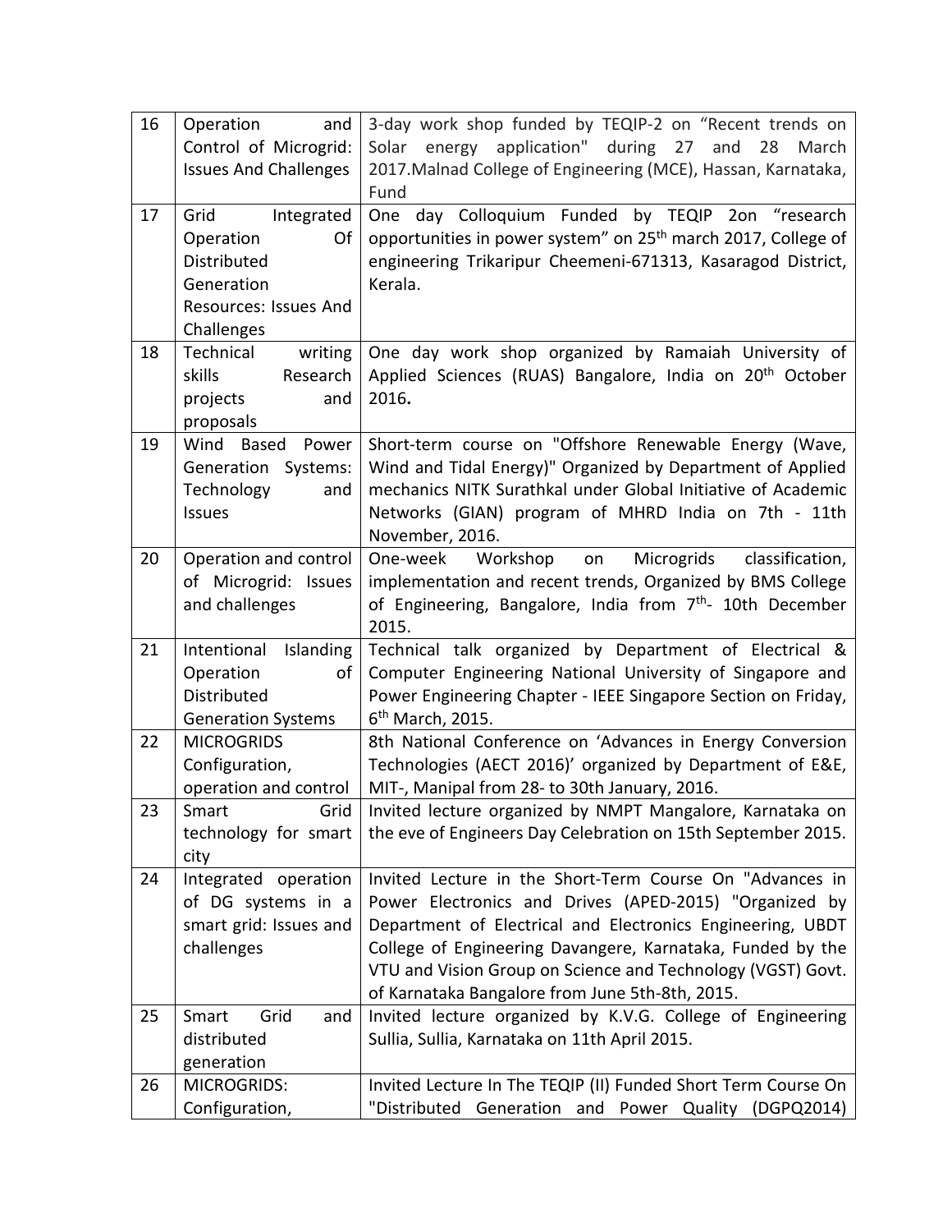| | | |
|---|---|---|
| 16 | Operation and Control of Microgrid: Issues And Challenges | 3-day work shop funded by TEQIP-2 on "Recent trends on Solar energy application" during 27 and 28 March 2017.Malnad College of Engineering (MCE), Hassan, Karnataka, Fund |
| 17 | Grid Integrated Operation Of Distributed Generation Resources: Issues And Challenges | One day Colloquium Funded by TEQIP 2on "research opportunities in power system" on 25th march 2017, College of engineering Trikaripur Cheemeni-671313, Kasaragod District, Kerala. |
| 18 | Technical writing skills Research projects and proposals | One day work shop organized by Ramaiah University of Applied Sciences (RUAS) Bangalore, India on 20th October 2016. |
| 19 | Wind Based Power Generation Systems: Technology and Issues | Short-term course on "Offshore Renewable Energy (Wave, Wind and Tidal Energy)" Organized by Department of Applied mechanics NITK Surathkal under Global Initiative of Academic Networks (GIAN) program of MHRD India on 7th - 11th November, 2016. |
| 20 | Operation and control of Microgrid: Issues and challenges | One-week Workshop on Microgrids classification, implementation and recent trends, Organized by BMS College of Engineering, Bangalore, India from 7th- 10th December 2015. |
| 21 | Intentional Islanding Operation of Distributed Generation Systems | Technical talk organized by Department of Electrical & Computer Engineering National University of Singapore and Power Engineering Chapter - IEEE Singapore Section on Friday, 6th March, 2015. |
| 22 | MICROGRIDS Configuration, operation and control | 8th National Conference on 'Advances in Energy Conversion Technologies (AECT 2016)' organized by Department of E&E, MIT-, Manipal from 28- to 30th January, 2016. |
| 23 | Smart Grid technology for smart city | Invited lecture organized by NMPT Mangalore, Karnataka on the eve of Engineers Day Celebration on 15th September 2015. |
| 24 | Integrated operation of DG systems in a smart grid: Issues and challenges | Invited Lecture in the Short-Term Course On "Advances in Power Electronics and Drives (APED-2015) "Organized by Department of Electrical and Electronics Engineering, UBDT College of Engineering Davangere, Karnataka, Funded by the VTU and Vision Group on Science and Technology (VGST) Govt. of Karnataka Bangalore from June 5th-8th, 2015. |
| 25 | Smart Grid and distributed generation | Invited lecture organized by K.V.G. College of Engineering Sullia, Sullia, Karnataka on 11th April 2015. |
| 26 | MICROGRIDS: Configuration, | Invited Lecture In The TEQIP (II) Funded Short Term Course On "Distributed Generation and Power Quality (DGPQ2014) |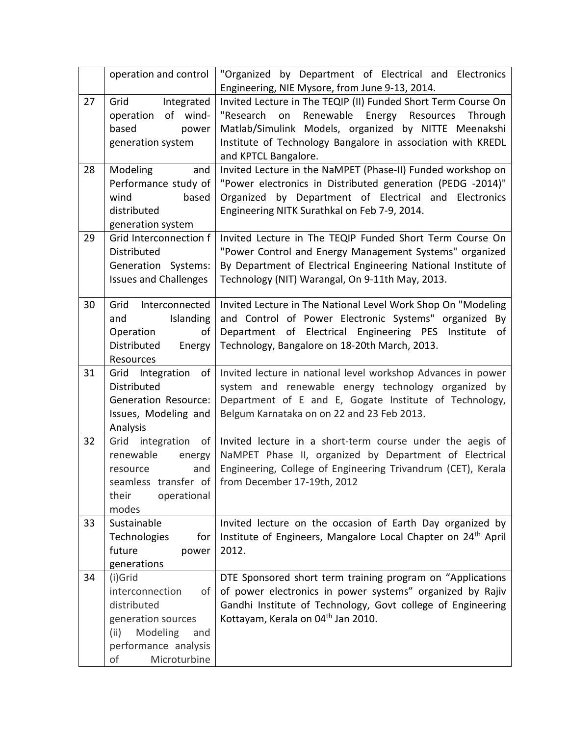|  |  |  |
|---|---|---|
|  | operation and control | "Organized by Department of Electrical and Electronics Engineering, NIE Mysore, from June 9-13, 2014. |
| 27 | Grid Integrated operation of wind-based power generation system | Invited Lecture in The TEQIP (II) Funded Short Term Course On "Research on Renewable Energy Resources Through Matlab/Simulink Models, organized by NITTE Meenakshi Institute of Technology Bangalore in association with KREDL and KPTCL Bangalore. |
| 28 | Modeling and Performance study of wind based distributed generation system | Invited Lecture in the NaMPET (Phase-II) Funded workshop on "Power electronics in Distributed generation (PEDG -2014)" Organized by Department of Electrical and Electronics Engineering NITK Surathkal on Feb 7-9, 2014. |
| 29 | Grid Interconnection f Distributed Generation Systems: Issues and Challenges | Invited Lecture in The TEQIP Funded Short Term Course On "Power Control and Energy Management Systems" organized By Department of Electrical Engineering National Institute of Technology (NIT) Warangal, On 9-11th May, 2013. |
| 30 | Grid Interconnected and Islanding Operation of Distributed Energy Resources | Invited Lecture in The National Level Work Shop On "Modeling and Control of Power Electronic Systems" organized By Department of Electrical Engineering PES Institute of Technology, Bangalore on 18-20th March, 2013. |
| 31 | Grid Integration of Distributed Generation Resource: Issues, Modeling and Analysis | Invited lecture in national level workshop Advances in power system and renewable energy technology organized by Department of E and E, Gogate Institute of Technology, Belgum Karnataka on on 22 and 23 Feb 2013. |
| 32 | Grid integration of renewable energy resource and seamless transfer of their operational modes | Invited lecture in a short-term course under the aegis of NaMPET Phase II, organized by Department of Electrical Engineering, College of Engineering Trivandrum (CET), Kerala from December 17-19th, 2012 |
| 33 | Sustainable Technologies for future power generations | Invited lecture on the occasion of Earth Day organized by Institute of Engineers, Mangalore Local Chapter on 24th April 2012. |
| 34 | (i)Grid interconnection of distributed generation sources (ii) Modeling and performance analysis of Microturbine | DTE Sponsored short term training program on "Applications of power electronics in power systems" organized by Rajiv Gandhi Institute of Technology, Govt college of Engineering Kottayam, Kerala on 04th Jan 2010. |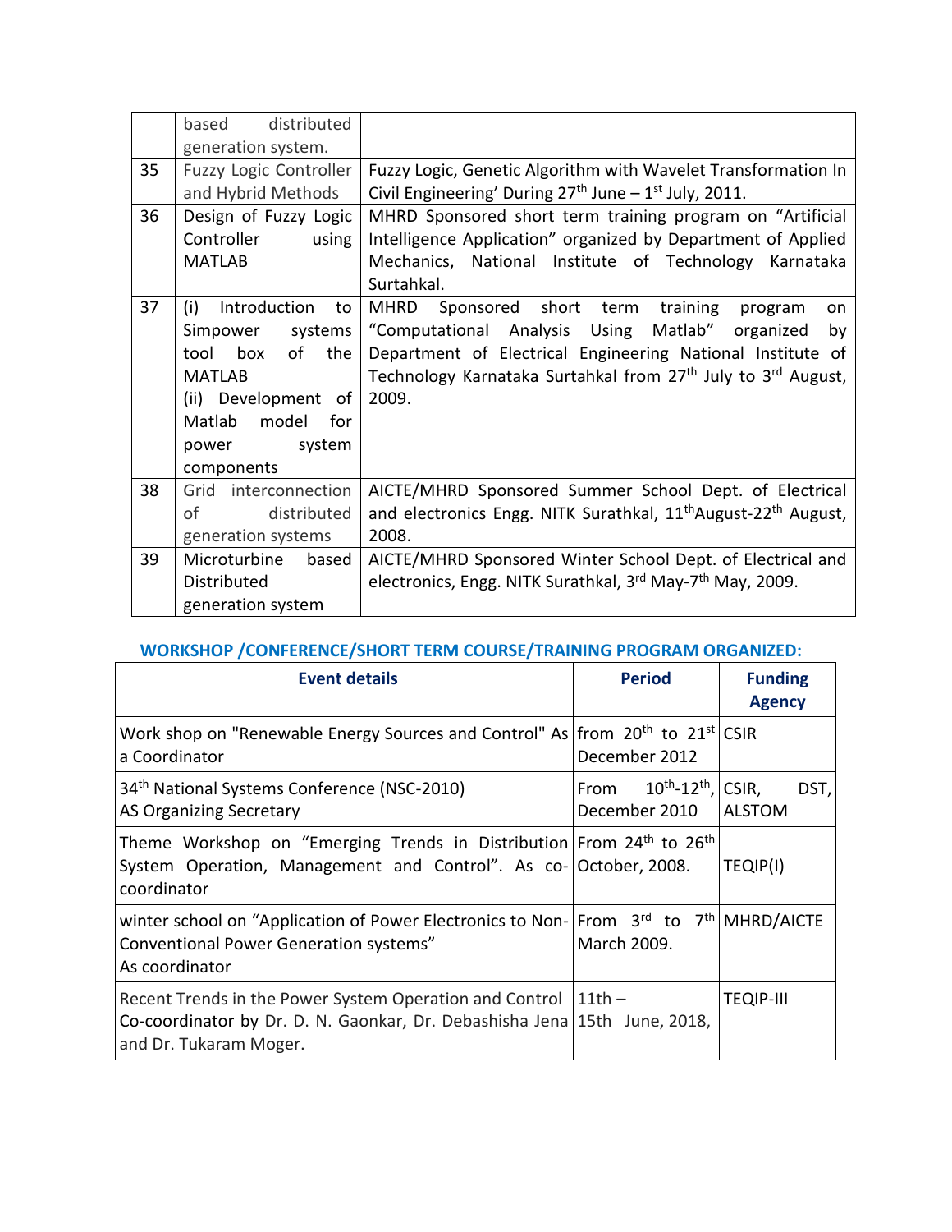| | | |
|---|---|---|
| | based distributed generation system. | |
| 35 | Fuzzy Logic Controller and Hybrid Methods | Fuzzy Logic, Genetic Algorithm with Wavelet Transformation In Civil Engineering' During 27th June – 1st July, 2011. |
| 36 | Design of Fuzzy Logic Controller using MATLAB | MHRD Sponsored short term training program on "Artificial Intelligence Application" organized by Department of Applied Mechanics, National Institute of Technology Karnataka Surtahkal. |
| 37 | (i) Introduction to Simpower systems tool box of the MATLAB (ii) Development of Matlab model for power system components | MHRD Sponsored short term training program on "Computational Analysis Using Matlab" organized by Department of Electrical Engineering National Institute of Technology Karnataka Surtahkal from 27th July to 3rd August, 2009. |
| 38 | Grid interconnection of distributed generation systems | AICTE/MHRD Sponsored Summer School Dept. of Electrical and electronics Engg. NITK Surathkal, 11thAugust-22th August, 2008. |
| 39 | Microturbine based Distributed generation system | AICTE/MHRD Sponsored Winter School Dept. of Electrical and electronics, Engg. NITK Surathkal, 3rd May-7th May, 2009. |

## WORKSHOP /CONFERENCE/SHORT TERM COURSE/TRAINING PROGRAM ORGANIZED:

| Event details | Period | Funding Agency |
|---|---|---|
| Work shop on "Renewable Energy Sources and Control" As a Coordinator | from 20th to 21st December 2012 | CSIR |
| 34th National Systems Conference (NSC-2010) AS Organizing Secretary | From 10th-12th, December 2010 | CSIR, DST, ALSTOM |
| Theme Workshop on "Emerging Trends in Distribution System Operation, Management and Control". As co-coordinator | From 24th to 26th October, 2008. | TEQIP(I) |
| winter school on "Application of Power Electronics to Non-Conventional Power Generation systems" As coordinator | From 3rd to 7th March 2009. | MHRD/AICTE |
| Recent Trends in the Power System Operation and Control Co-coordinator by Dr. D. N. Gaonkar, Dr. Debashisha Jena and Dr. Tukaram Moger. | 11th – 15th June, 2018, | TEQIP-III |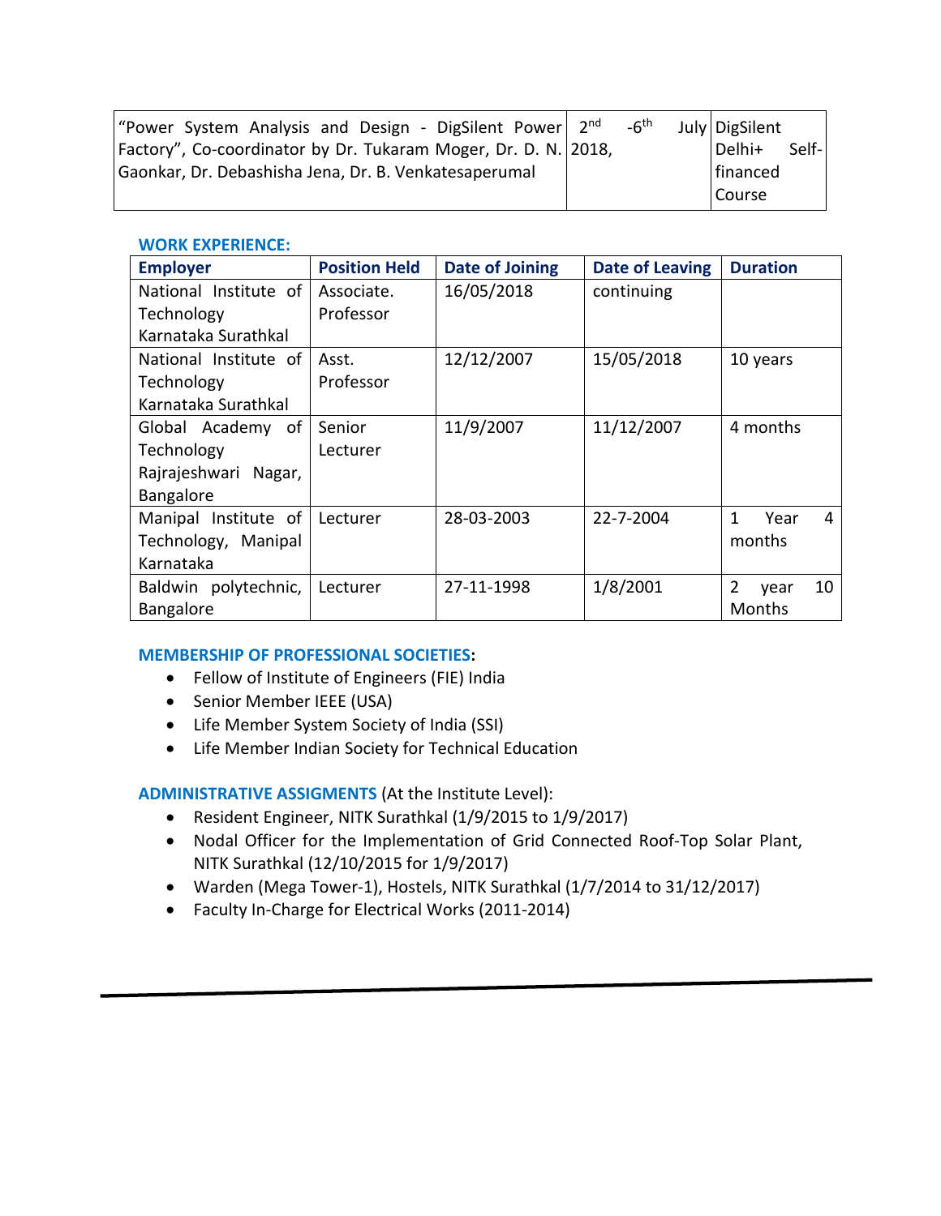| | | |
|---|---|---|
| "Power System Analysis and Design - DigSilent Power Factory", Co-coordinator by Dr. Tukaram Moger, Dr. D. N. Gaonkar, Dr. Debashisha Jena, Dr. B. Venkatesaperumal | 2nd -6th July 2018, | DigSilent Delhi+ Self-financed Course |

**WORK EXPERIENCE:**

| Employer | Position Held | Date of Joining | Date of Leaving | Duration |
|---|---|---|---|---|
| National Institute of Technology Karnataka Surathkal | Associate. Professor | 16/05/2018 | continuing | |
| National Institute of Technology Karnataka Surathkal | Asst. Professor | 12/12/2007 | 15/05/2018 | 10 years |
| Global Academy of Technology Rajrajeshwari Nagar, Bangalore | Senior Lecturer | 11/9/2007 | 11/12/2007 | 4 months |
| Manipal Institute of Technology, Manipal Karnataka | Lecturer | 28-03-2003 | 22-7-2004 | 1 Year 4 months |
| Baldwin polytechnic, Bangalore | Lecturer | 27-11-1998 | 1/8/2001 | 2 year 10 Months |

**MEMBERSHIP OF PROFESSIONAL SOCIETIES:**

- Fellow of Institute of Engineers (FIE) India
- Senior Member IEEE (USA)
- Life Member System Society of India (SSI)
- Life Member Indian Society for Technical Education

**ADMINISTRATIVE ASSIGMENTS** (At the Institute Level):

- Resident Engineer, NITK Surathkal (1/9/2015 to 1/9/2017)
- Nodal Officer for the Implementation of Grid Connected Roof-Top Solar Plant, NITK Surathkal (12/10/2015 for 1/9/2017)
- Warden (Mega Tower-1), Hostels, NITK Surathkal (1/7/2014 to 31/12/2017)
- Faculty In-Charge for Electrical Works (2011-2014)